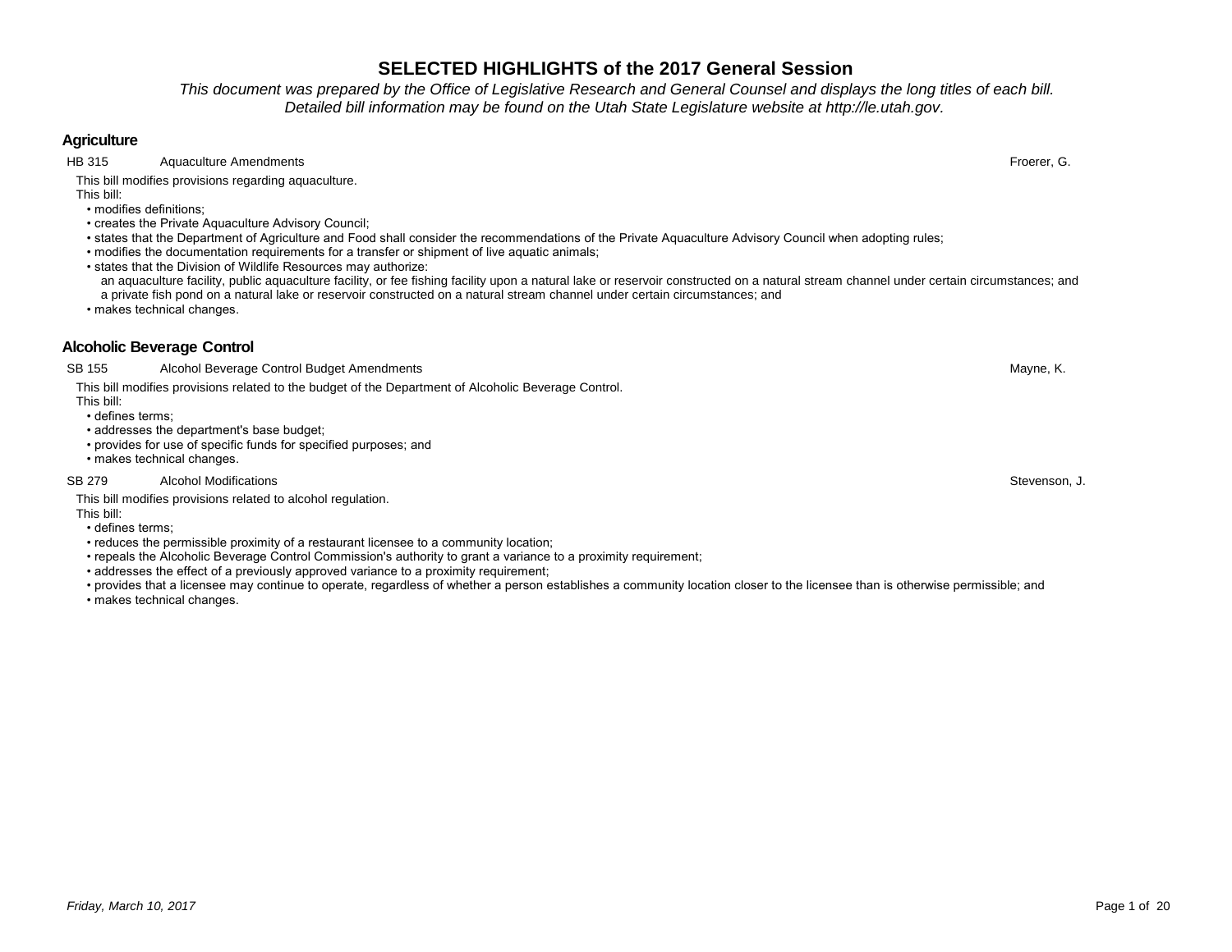# SELECTED HIGHLIGHTS of the 2017 General Session

*This document was prepared by the Office of Legislative Research and General Counsel and displays the long titles of each bill. Detailed bill information may be found on the Utah State Legislature website at http://le.utah.gov.*

## Agriculture

**HB 315** Aquaculture Amendments — Froerer, G.

This bill modifies provisions regarding aquaculture.

This bill:

- modifies definitions;
- creates the Private Aquaculture Advisory Council;
- states that the Department of Agriculture and Food shall consider the recommendations of the Private Aquaculture Advisory Council when adopting rules;
- modifies the documentation requirements for a transfer or shipment of live aquatic animals;
- states that the Division of Wildlife Resources may authorize:
  - an aquaculture facility, public aquaculture facility, or fee fishing facility upon a natural lake or reservoir constructed on a natural stream channel under certain circumstances; and
  - a private fish pond on a natural lake or reservoir constructed on a natural stream channel under certain circumstances; and
- makes technical changes.

## Alcoholic Beverage Control

**SB 155** Alcohol Beverage Control Budget Amendments — Mayne, K.

This bill modifies provisions related to the budget of the Department of Alcoholic Beverage Control.

This bill:

- defines terms;
- addresses the department's base budget;
- provides for use of specific funds for specified purposes; and
- makes technical changes.

**SB 279** Alcohol Modifications — Stevenson, J.

This bill modifies provisions related to alcohol regulation.

This bill:

- defines terms;
- reduces the permissible proximity of a restaurant licensee to a community location;
- repeals the Alcoholic Beverage Control Commission's authority to grant a variance to a proximity requirement;
- addresses the effect of a previously approved variance to a proximity requirement;
- provides that a licensee may continue to operate, regardless of whether a person establishes a community location closer to the licensee than is otherwise permissible; and
- makes technical changes.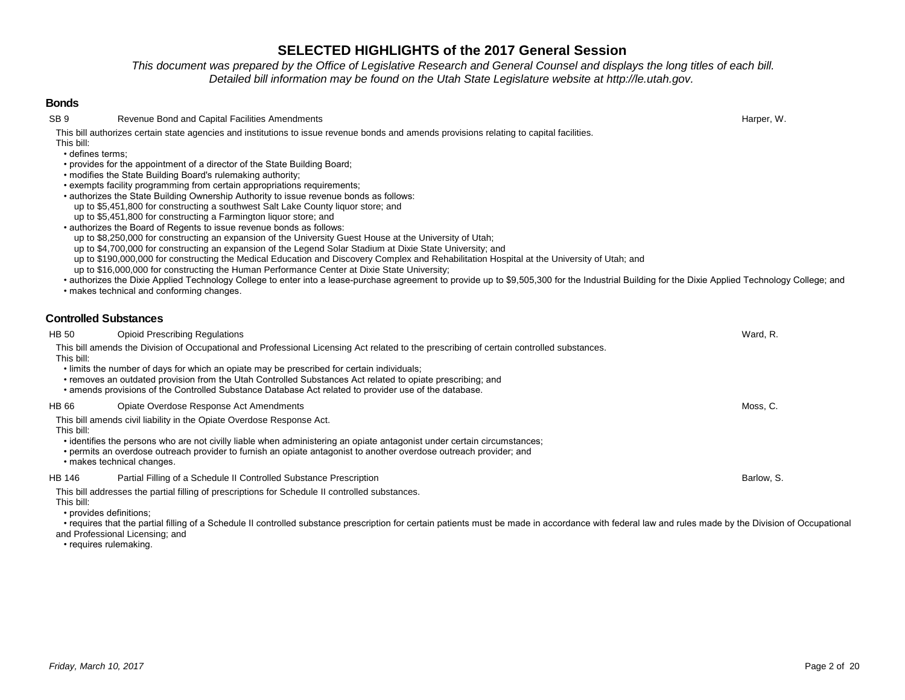# SELECTED HIGHLIGHTS of the 2017 General Session

*This document was prepared by the Office of Legislative Research and General Counsel and displays the long titles of each bill. Detailed bill information may be found on the Utah State Legislature website at http://le.utah.gov.*

## Bonds

**SB 9** — Revenue Bond and Capital Facilities Amendments — Harper, W.

This bill authorizes certain state agencies and institutions to issue revenue bonds and amends provisions relating to capital facilities.
This bill:

- defines terms;
- provides for the appointment of a director of the State Building Board;
- modifies the State Building Board's rulemaking authority;
- exempts facility programming from certain appropriations requirements;
- authorizes the State Building Ownership Authority to issue revenue bonds as follows:
  - up to $5,451,800 for constructing a southwest Salt Lake County liquor store; and
  - up to $5,451,800 for constructing a Farmington liquor store; and
- authorizes the Board of Regents to issue revenue bonds as follows:
  - up to $8,250,000 for constructing an expansion of the University Guest House at the University of Utah;
  - up to $4,700,000 for constructing an expansion of the Legend Solar Stadium at Dixie State University; and
  - up to $190,000,000 for constructing the Medical Education and Discovery Complex and Rehabilitation Hospital at the University of Utah; and
  - up to $16,000,000 for constructing the Human Performance Center at Dixie State University;
- authorizes the Dixie Applied Technology College to enter into a lease-purchase agreement to provide up to $9,505,300 for the Industrial Building for the Dixie Applied Technology College; and
- makes technical and conforming changes.

## Controlled Substances

**HB 50** — Opioid Prescribing Regulations — Ward, R.

This bill amends the Division of Occupational and Professional Licensing Act related to the prescribing of certain controlled substances.
This bill:

- limits the number of days for which an opiate may be prescribed for certain individuals;
- removes an outdated provision from the Utah Controlled Substances Act related to opiate prescribing; and
- amends provisions of the Controlled Substance Database Act related to provider use of the database.

**HB 66** — Opiate Overdose Response Act Amendments — Moss, C.

This bill amends civil liability in the Opiate Overdose Response Act.
This bill:

- identifies the persons who are not civilly liable when administering an opiate antagonist under certain circumstances;
- permits an overdose outreach provider to furnish an opiate antagonist to another overdose outreach provider; and
- makes technical changes.

**HB 146** — Partial Filling of a Schedule II Controlled Substance Prescription — Barlow, S.

This bill addresses the partial filling of prescriptions for Schedule II controlled substances.
This bill:

- provides definitions;
- requires that the partial filling of a Schedule II controlled substance prescription for certain patients must be made in accordance with federal law and rules made by the Division of Occupational and Professional Licensing; and
- requires rulemaking.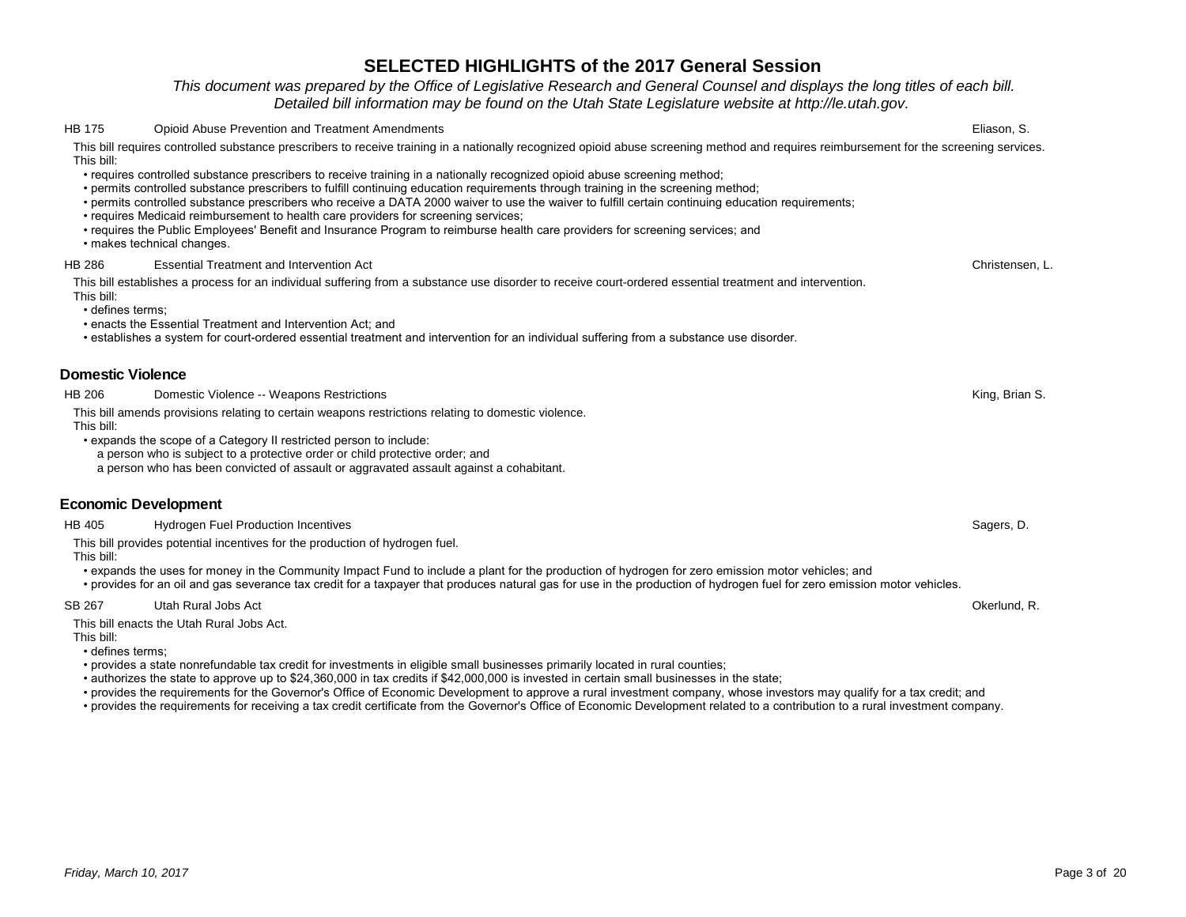# SELECTED HIGHLIGHTS of the 2017 General Session

*This document was prepared by the Office of Legislative Research and General Counsel and displays the long titles of each bill. Detailed bill information may be found on the Utah State Legislature website at http://le.utah.gov.*

**HB 175** Opioid Abuse Prevention and Treatment Amendments — Eliason, S.

This bill requires controlled substance prescribers to receive training in a nationally recognized opioid abuse screening method and requires reimbursement for the screening services.

This bill:

- requires controlled substance prescribers to receive training in a nationally recognized opioid abuse screening method;
- permits controlled substance prescribers to fulfill continuing education requirements through training in the screening method;
- permits controlled substance prescribers who receive a DATA 2000 waiver to use the waiver to fulfill certain continuing education requirements;
- requires Medicaid reimbursement to health care providers for screening services;
- requires the Public Employees' Benefit and Insurance Program to reimburse health care providers for screening services; and
- makes technical changes.

**HB 286** Essential Treatment and Intervention Act — Christensen, L.

This bill establishes a process for an individual suffering from a substance use disorder to receive court-ordered essential treatment and intervention.

This bill:

- defines terms;
- enacts the Essential Treatment and Intervention Act; and
- establishes a system for court-ordered essential treatment and intervention for an individual suffering from a substance use disorder.

## Domestic Violence

**HB 206** Domestic Violence -- Weapons Restrictions — King, Brian S.

This bill amends provisions relating to certain weapons restrictions relating to domestic violence.

This bill:

- expands the scope of a Category II restricted person to include:
  - a person who is subject to a protective order or child protective order; and
  - a person who has been convicted of assault or aggravated assault against a cohabitant.

## Economic Development

**HB 405** Hydrogen Fuel Production Incentives — Sagers, D.

This bill provides potential incentives for the production of hydrogen fuel.

This bill:

- expands the uses for money in the Community Impact Fund to include a plant for the production of hydrogen for zero emission motor vehicles; and
- provides for an oil and gas severance tax credit for a taxpayer that produces natural gas for use in the production of hydrogen fuel for zero emission motor vehicles.

**SB 267** Utah Rural Jobs Act — Okerlund, R.

This bill enacts the Utah Rural Jobs Act.

This bill:

- defines terms;
- provides a state nonrefundable tax credit for investments in eligible small businesses primarily located in rural counties;
- authorizes the state to approve up to $24,360,000 in tax credits if $42,000,000 is invested in certain small businesses in the state;
- provides the requirements for the Governor's Office of Economic Development to approve a rural investment company, whose investors may qualify for a tax credit; and
- provides the requirements for receiving a tax credit certificate from the Governor's Office of Economic Development related to a contribution to a rural investment company.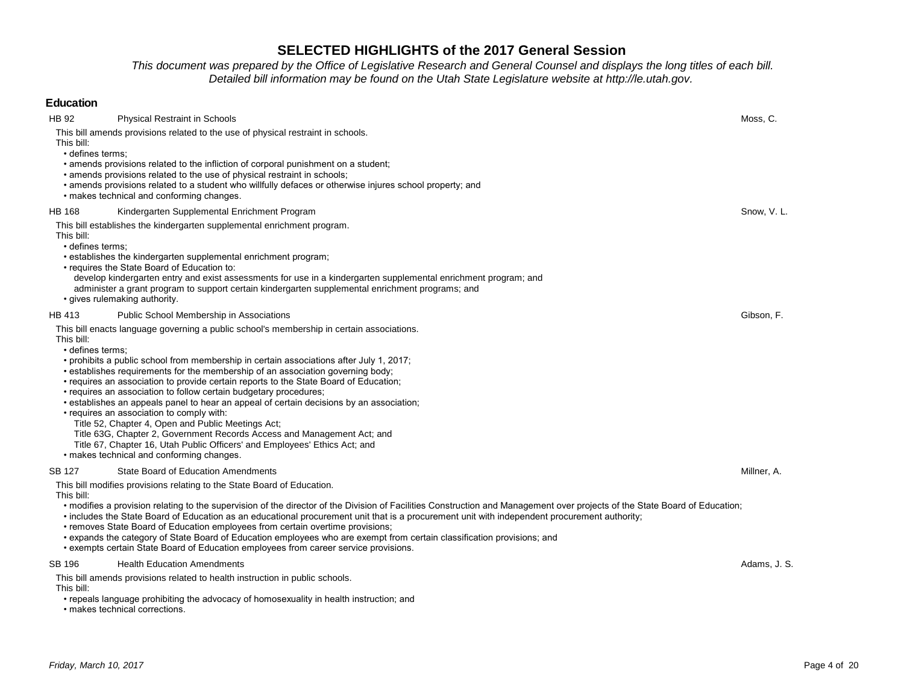# SELECTED HIGHLIGHTS of the 2017 General Session

*This document was prepared by the Office of Legislative Research and General Counsel and displays the long titles of each bill. Detailed bill information may be found on the Utah State Legislature website at http://le.utah.gov.*

## Education

**HB 92** Physical Restraint in Schools — Moss, C.

This bill amends provisions related to the use of physical restraint in schools.
This bill:
- defines terms;
- amends provisions related to the infliction of corporal punishment on a student;
- amends provisions related to the use of physical restraint in schools;
- amends provisions related to a student who willfully defaces or otherwise injures school property; and
- makes technical and conforming changes.

**HB 168** Kindergarten Supplemental Enrichment Program — Snow, V. L.

This bill establishes the kindergarten supplemental enrichment program.
This bill:
- defines terms;
- establishes the kindergarten supplemental enrichment program;
- requires the State Board of Education to:
  - develop kindergarten entry and exist assessments for use in a kindergarten supplemental enrichment program; and
  - administer a grant program to support certain kindergarten supplemental enrichment programs; and
- gives rulemaking authority.

**HB 413** Public School Membership in Associations — Gibson, F.

This bill enacts language governing a public school's membership in certain associations.
This bill:
- defines terms;
- prohibits a public school from membership in certain associations after July 1, 2017;
- establishes requirements for the membership of an association governing body;
- requires an association to provide certain reports to the State Board of Education;
- requires an association to follow certain budgetary procedures;
- establishes an appeals panel to hear an appeal of certain decisions by an association;
- requires an association to comply with:
  - Title 52, Chapter 4, Open and Public Meetings Act;
  - Title 63G, Chapter 2, Government Records Access and Management Act; and
  - Title 67, Chapter 16, Utah Public Officers' and Employees' Ethics Act; and
- makes technical and conforming changes.

**SB 127** State Board of Education Amendments — Millner, A.

This bill modifies provisions relating to the State Board of Education.
This bill:
- modifies a provision relating to the supervision of the director of the Division of Facilities Construction and Management over projects of the State Board of Education;
- includes the State Board of Education as an educational procurement unit that is a procurement unit with independent procurement authority;
- removes State Board of Education employees from certain overtime provisions;
- expands the category of State Board of Education employees who are exempt from certain classification provisions; and
- exempts certain State Board of Education employees from career service provisions.

**SB 196** Health Education Amendments — Adams, J. S.

This bill amends provisions related to health instruction in public schools.
This bill:
- repeals language prohibiting the advocacy of homosexuality in health instruction; and
- makes technical corrections.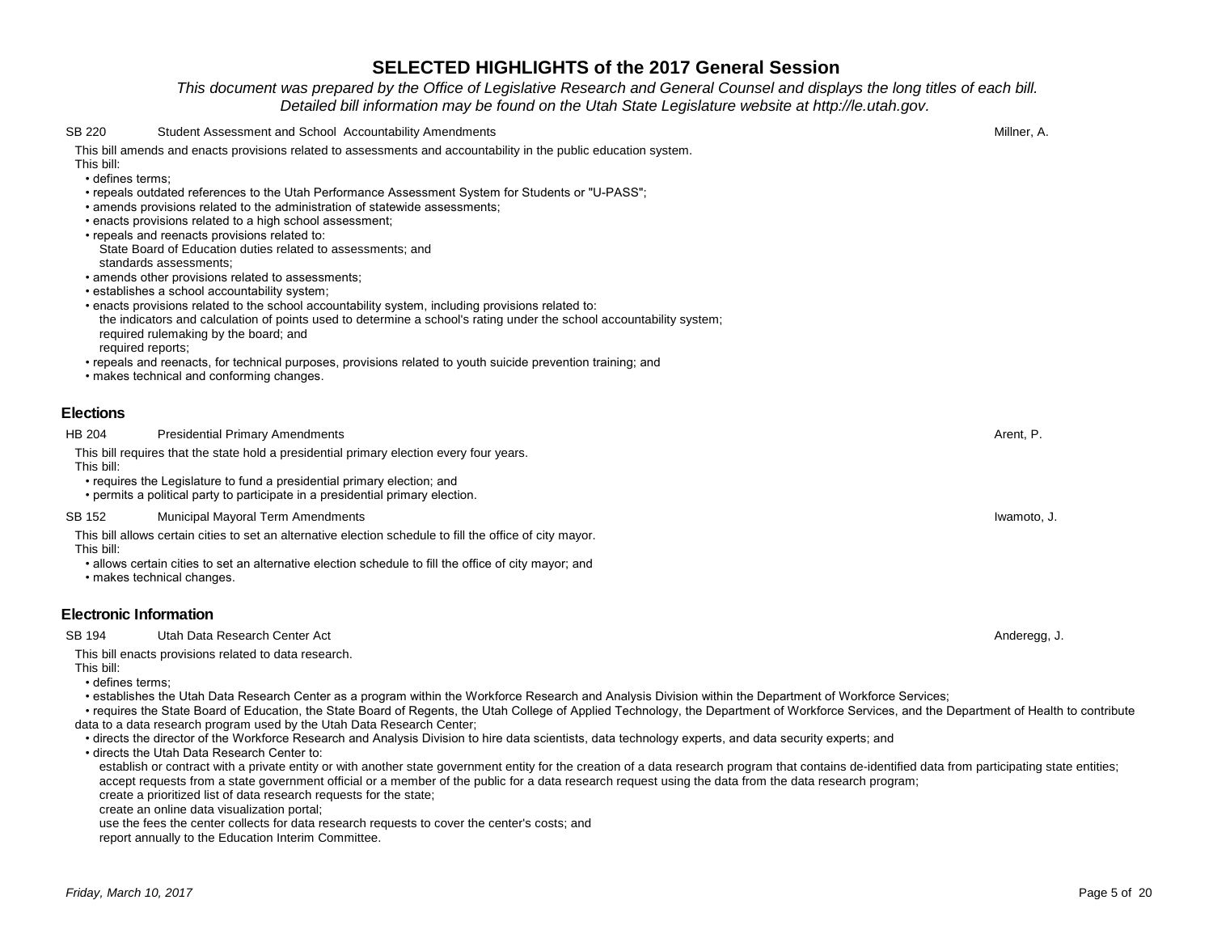# SELECTED HIGHLIGHTS of the 2017 General Session

*This document was prepared by the Office of Legislative Research and General Counsel and displays the long titles of each bill. Detailed bill information may be found on the Utah State Legislature website at http://le.utah.gov.*

**SB 220** — Student Assessment and School Accountability Amendments — Millner, A.

This bill amends and enacts provisions related to assessments and accountability in the public education system.

This bill:

- defines terms;
- repeals outdated references to the Utah Performance Assessment System for Students or "U-PASS";
- amends provisions related to the administration of statewide assessments;
- enacts provisions related to a high school assessment;
- repeals and reenacts provisions related to:
  - State Board of Education duties related to assessments; and
  - standards assessments;
- amends other provisions related to assessments;
- establishes a school accountability system;
- enacts provisions related to the school accountability system, including provisions related to:
  - the indicators and calculation of points used to determine a school's rating under the school accountability system;
  - required rulemaking by the board; and
  - required reports;
- repeals and reenacts, for technical purposes, provisions related to youth suicide prevention training; and
- makes technical and conforming changes.

## Elections

**HB 204** — Presidential Primary Amendments — Arent, P.

This bill requires that the state hold a presidential primary election every four years.

This bill:

- requires the Legislature to fund a presidential primary election; and
- permits a political party to participate in a presidential primary election.

**SB 152** — Municipal Mayoral Term Amendments — Iwamoto, J.

This bill allows certain cities to set an alternative election schedule to fill the office of city mayor.

This bill:

- allows certain cities to set an alternative election schedule to fill the office of city mayor; and
- makes technical changes.

## Electronic Information

**SB 194** — Utah Data Research Center Act — Anderegg, J.

This bill enacts provisions related to data research.

This bill:

- defines terms;
- establishes the Utah Data Research Center as a program within the Workforce Research and Analysis Division within the Department of Workforce Services;
- requires the State Board of Education, the State Board of Regents, the Utah College of Applied Technology, the Department of Workforce Services, and the Department of Health to contribute data to a data research program used by the Utah Data Research Center;
- directs the director of the Workforce Research and Analysis Division to hire data scientists, data technology experts, and data security experts; and
- directs the Utah Data Research Center to:
  - establish or contract with a private entity or with another state government entity for the creation of a data research program that contains de-identified data from participating state entities;
  - accept requests from a state government official or a member of the public for a data research request using the data from the data research program;
  - create a prioritized list of data research requests for the state;
  - create an online data visualization portal;
  - use the fees the center collects for data research requests to cover the center's costs; and
  - report annually to the Education Interim Committee.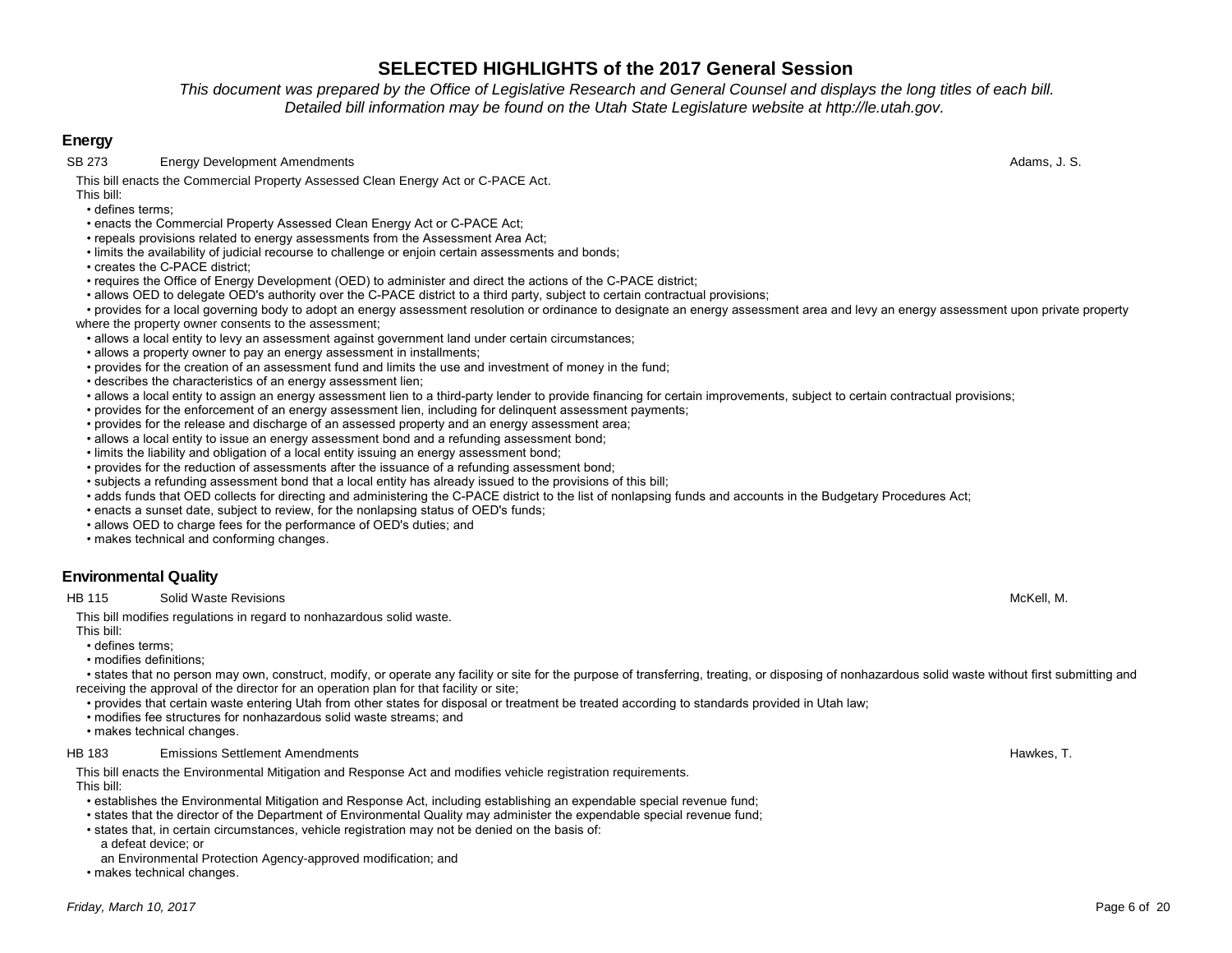# SELECTED HIGHLIGHTS of the 2017 General Session

*This document was prepared by the Office of Legislative Research and General Counsel and displays the long titles of each bill. Detailed bill information may be found on the Utah State Legislature website at http://le.utah.gov.*

## Energy

**SB 273** Energy Development Amendments — Adams, J. S.

This bill enacts the Commercial Property Assessed Clean Energy Act or C-PACE Act.

This bill:

- defines terms;
- enacts the Commercial Property Assessed Clean Energy Act or C-PACE Act;
- repeals provisions related to energy assessments from the Assessment Area Act;
- limits the availability of judicial recourse to challenge or enjoin certain assessments and bonds;
- creates the C-PACE district;
- requires the Office of Energy Development (OED) to administer and direct the actions of the C-PACE district;
- allows OED to delegate OED's authority over the C-PACE district to a third party, subject to certain contractual provisions;
- provides for a local governing body to adopt an energy assessment resolution or ordinance to designate an energy assessment area and levy an energy assessment upon private property where the property owner consents to the assessment;
- allows a local entity to levy an assessment against government land under certain circumstances;
- allows a property owner to pay an energy assessment in installments;
- provides for the creation of an assessment fund and limits the use and investment of money in the fund;
- describes the characteristics of an energy assessment lien;
- allows a local entity to assign an energy assessment lien to a third-party lender to provide financing for certain improvements, subject to certain contractual provisions;
- provides for the enforcement of an energy assessment lien, including for delinquent assessment payments;
- provides for the release and discharge of an assessed property and an energy assessment area;
- allows a local entity to issue an energy assessment bond and a refunding assessment bond;
- limits the liability and obligation of a local entity issuing an energy assessment bond;
- provides for the reduction of assessments after the issuance of a refunding assessment bond;
- subjects a refunding assessment bond that a local entity has already issued to the provisions of this bill;
- adds funds that OED collects for directing and administering the C-PACE district to the list of nonlapsing funds and accounts in the Budgetary Procedures Act;
- enacts a sunset date, subject to review, for the nonlapsing status of OED's funds;
- allows OED to charge fees for the performance of OED's duties; and
- makes technical and conforming changes.

## Environmental Quality

**HB 115** Solid Waste Revisions — McKell, M.

This bill modifies regulations in regard to nonhazardous solid waste.

This bill:

- defines terms;
- modifies definitions;
- states that no person may own, construct, modify, or operate any facility or site for the purpose of transferring, treating, or disposing of nonhazardous solid waste without first submitting and receiving the approval of the director for an operation plan for that facility or site;
- provides that certain waste entering Utah from other states for disposal or treatment be treated according to standards provided in Utah law;
- modifies fee structures for nonhazardous solid waste streams; and
- makes technical changes.

**HB 183** Emissions Settlement Amendments — Hawkes, T.

This bill enacts the Environmental Mitigation and Response Act and modifies vehicle registration requirements.

This bill:

- establishes the Environmental Mitigation and Response Act, including establishing an expendable special revenue fund;
- states that the director of the Department of Environmental Quality may administer the expendable special revenue fund;
- states that, in certain circumstances, vehicle registration may not be denied on the basis of:
  - a defeat device; or
  - an Environmental Protection Agency-approved modification; and
- makes technical changes.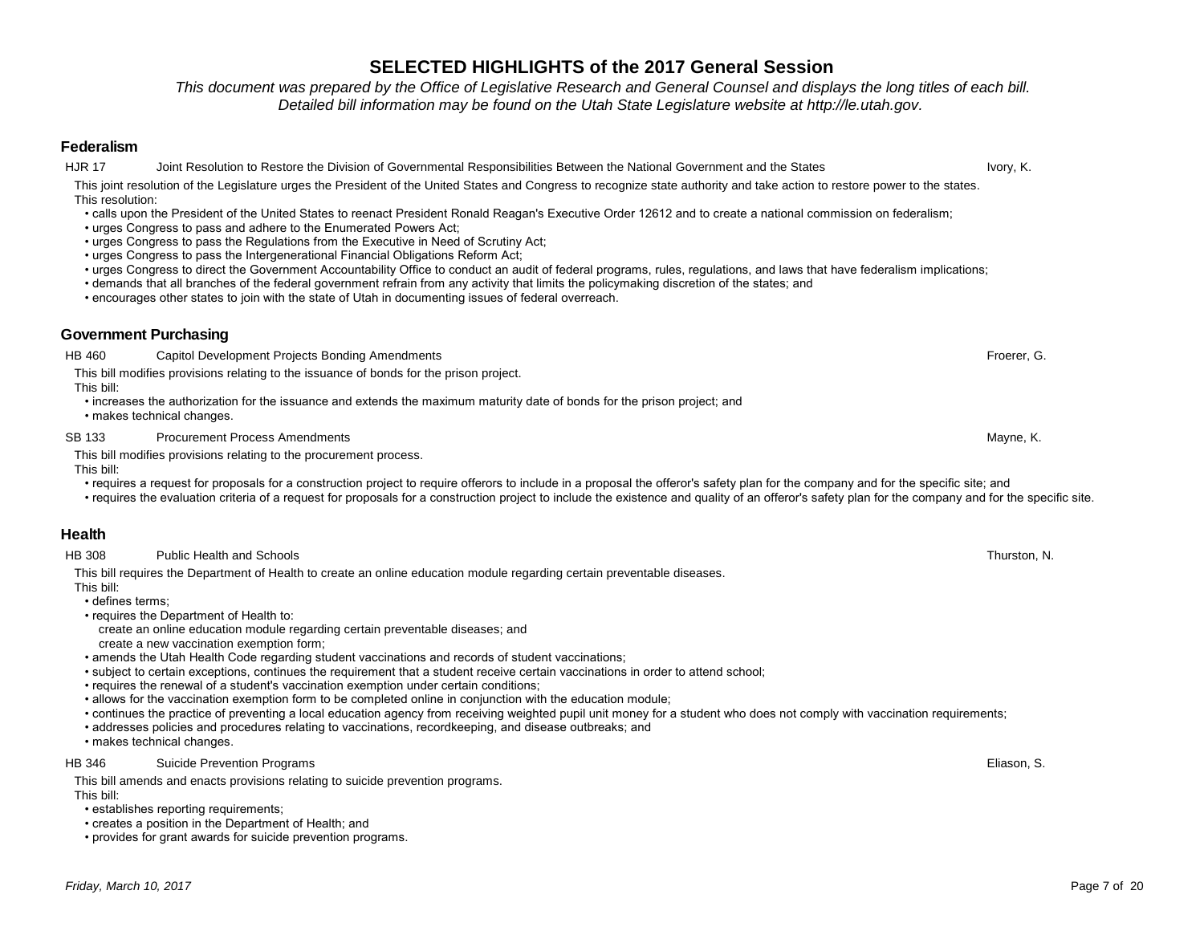# SELECTED HIGHLIGHTS of the 2017 General Session

*This document was prepared by the Office of Legislative Research and General Counsel and displays the long titles of each bill. Detailed bill information may be found on the Utah State Legislature website at http://le.utah.gov.*

## Federalism

**HJR 17** — Joint Resolution to Restore the Division of Governmental Responsibilities Between the National Government and the States — Ivory, K.

This joint resolution of the Legislature urges the President of the United States and Congress to recognize state authority and take action to restore power to the states.
This resolution:

- calls upon the President of the United States to reenact President Ronald Reagan's Executive Order 12612 and to create a national commission on federalism;
- urges Congress to pass and adhere to the Enumerated Powers Act;
- urges Congress to pass the Regulations from the Executive in Need of Scrutiny Act;
- urges Congress to pass the Intergenerational Financial Obligations Reform Act;
- urges Congress to direct the Government Accountability Office to conduct an audit of federal programs, rules, regulations, and laws that have federalism implications;
- demands that all branches of the federal government refrain from any activity that limits the policymaking discretion of the states; and
- encourages other states to join with the state of Utah in documenting issues of federal overreach.

## Government Purchasing

**HB 460** — Capitol Development Projects Bonding Amendments — Froerer, G.

This bill modifies provisions relating to the issuance of bonds for the prison project.
This bill:

- increases the authorization for the issuance and extends the maximum maturity date of bonds for the prison project; and
- makes technical changes.

**SB 133** — Procurement Process Amendments — Mayne, K.

This bill modifies provisions relating to the procurement process.
This bill:

- requires a request for proposals for a construction project to require offerors to include in a proposal the offeror's safety plan for the company and for the specific site; and
- requires the evaluation criteria of a request for proposals for a construction project to include the existence and quality of an offeror's safety plan for the company and for the specific site.

## Health

**HB 308** — Public Health and Schools — Thurston, N.

This bill requires the Department of Health to create an online education module regarding certain preventable diseases.
This bill:

- defines terms;
- requires the Department of Health to:
  - create an online education module regarding certain preventable diseases; and
  - create a new vaccination exemption form;
- amends the Utah Health Code regarding student vaccinations and records of student vaccinations;
- subject to certain exceptions, continues the requirement that a student receive certain vaccinations in order to attend school;
- requires the renewal of a student's vaccination exemption under certain conditions;
- allows for the vaccination exemption form to be completed online in conjunction with the education module;
- continues the practice of preventing a local education agency from receiving weighted pupil unit money for a student who does not comply with vaccination requirements;
- addresses policies and procedures relating to vaccinations, recordkeeping, and disease outbreaks; and
- makes technical changes.

**HB 346** — Suicide Prevention Programs — Eliason, S.

This bill amends and enacts provisions relating to suicide prevention programs.
This bill:

- establishes reporting requirements;
- creates a position in the Department of Health; and
- provides for grant awards for suicide prevention programs.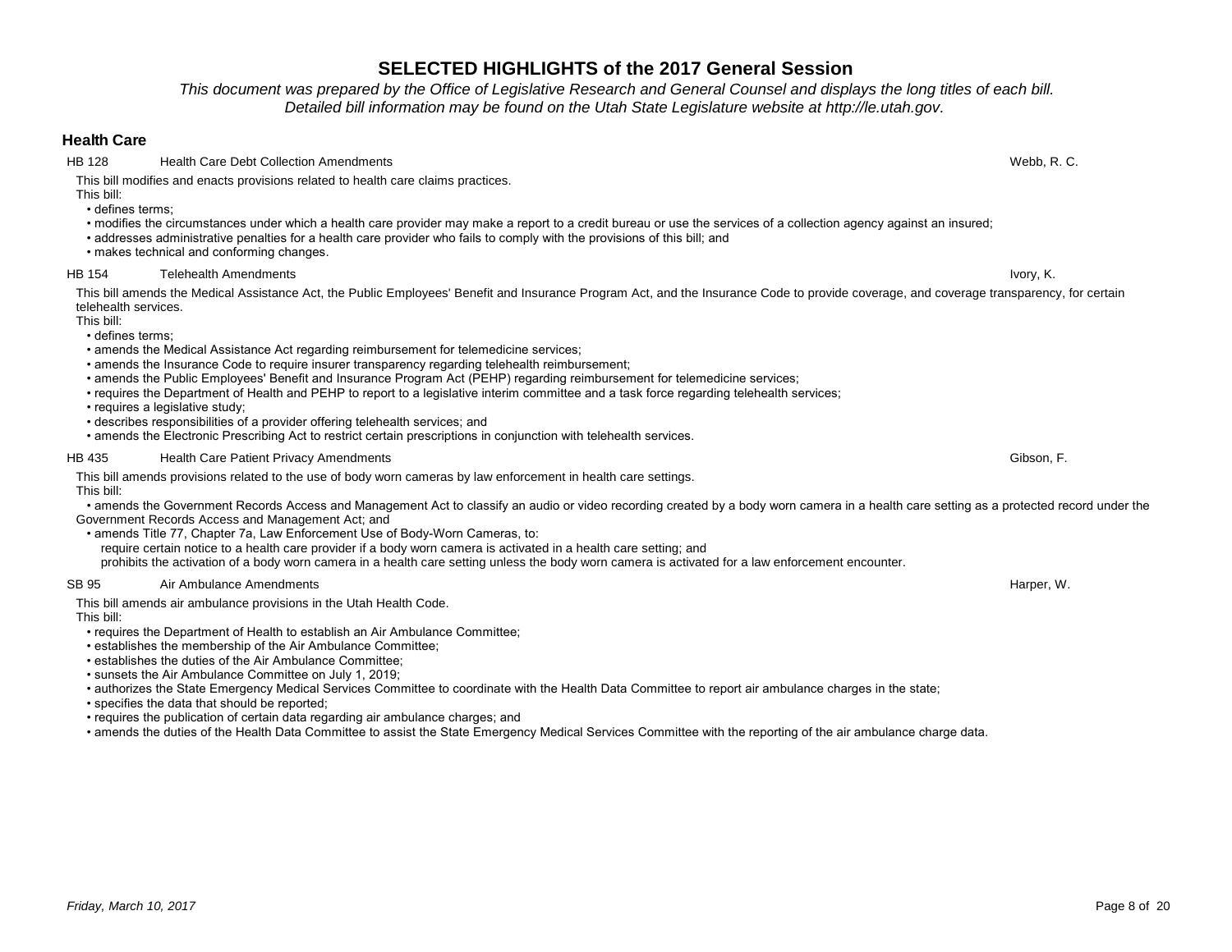# SELECTED HIGHLIGHTS of the 2017 General Session

*This document was prepared by the Office of Legislative Research and General Counsel and displays the long titles of each bill. Detailed bill information may be found on the Utah State Legislature website at http://le.utah.gov.*

## Health Care

**HB 128** Health Care Debt Collection Amendments — Webb, R. C.

This bill modifies and enacts provisions related to health care claims practices.

This bill:

- defines terms;
- modifies the circumstances under which a health care provider may make a report to a credit bureau or use the services of a collection agency against an insured;
- addresses administrative penalties for a health care provider who fails to comply with the provisions of this bill; and
- makes technical and conforming changes.

**HB 154** Telehealth Amendments — Ivory, K.

This bill amends the Medical Assistance Act, the Public Employees' Benefit and Insurance Program Act, and the Insurance Code to provide coverage, and coverage transparency, for certain telehealth services.

This bill:

- defines terms;
- amends the Medical Assistance Act regarding reimbursement for telemedicine services;
- amends the Insurance Code to require insurer transparency regarding telehealth reimbursement;
- amends the Public Employees' Benefit and Insurance Program Act (PEHP) regarding reimbursement for telemedicine services;
- requires the Department of Health and PEHP to report to a legislative interim committee and a task force regarding telehealth services;
- requires a legislative study;
- describes responsibilities of a provider offering telehealth services; and
- amends the Electronic Prescribing Act to restrict certain prescriptions in conjunction with telehealth services.

**HB 435** Health Care Patient Privacy Amendments — Gibson, F.

This bill amends provisions related to the use of body worn cameras by law enforcement in health care settings.

This bill:

- amends the Government Records Access and Management Act to classify an audio or video recording created by a body worn camera in a health care setting as a protected record under the Government Records Access and Management Act; and
- amends Title 77, Chapter 7a, Law Enforcement Use of Body-Worn Cameras, to:
  - require certain notice to a health care provider if a body worn camera is activated in a health care setting; and
  - prohibits the activation of a body worn camera in a health care setting unless the body worn camera is activated for a law enforcement encounter.

**SB 95** Air Ambulance Amendments — Harper, W.

This bill amends air ambulance provisions in the Utah Health Code.

This bill:

- requires the Department of Health to establish an Air Ambulance Committee;
- establishes the membership of the Air Ambulance Committee;
- establishes the duties of the Air Ambulance Committee;
- sunsets the Air Ambulance Committee on July 1, 2019;
- authorizes the State Emergency Medical Services Committee to coordinate with the Health Data Committee to report air ambulance charges in the state;
- specifies the data that should be reported;
- requires the publication of certain data regarding air ambulance charges; and
- amends the duties of the Health Data Committee to assist the State Emergency Medical Services Committee with the reporting of the air ambulance charge data.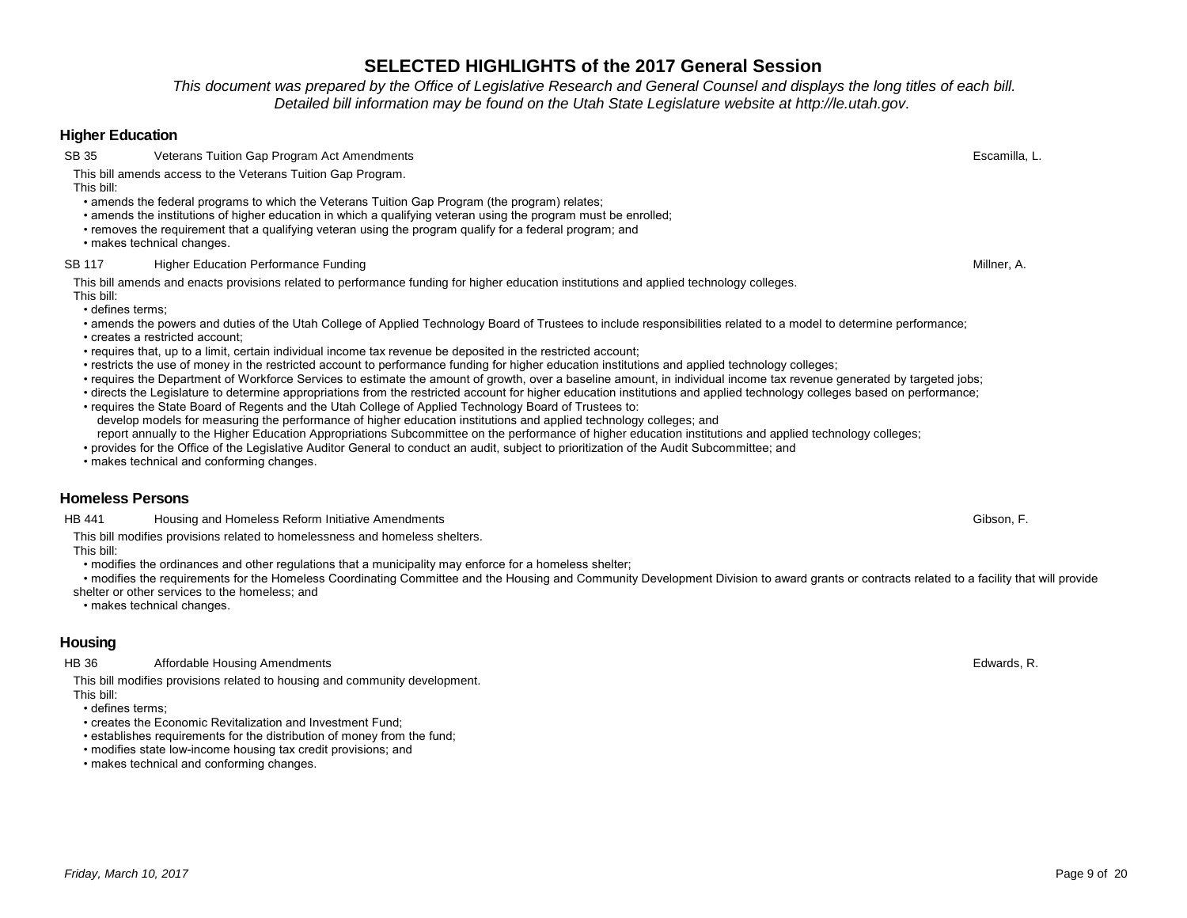# SELECTED HIGHLIGHTS of the 2017 General Session

*This document was prepared by the Office of Legislative Research and General Counsel and displays the long titles of each bill. Detailed bill information may be found on the Utah State Legislature website at http://le.utah.gov.*

## Higher Education

**SB 35** Veterans Tuition Gap Program Act Amendments — Escamilla, L.

This bill amends access to the Veterans Tuition Gap Program.

This bill:

- amends the federal programs to which the Veterans Tuition Gap Program (the program) relates;
- amends the institutions of higher education in which a qualifying veteran using the program must be enrolled;
- removes the requirement that a qualifying veteran using the program qualify for a federal program; and
- makes technical changes.

**SB 117** Higher Education Performance Funding — Millner, A.

This bill amends and enacts provisions related to performance funding for higher education institutions and applied technology colleges.

This bill:

- defines terms;
- amends the powers and duties of the Utah College of Applied Technology Board of Trustees to include responsibilities related to a model to determine performance;
- creates a restricted account;
- requires that, up to a limit, certain individual income tax revenue be deposited in the restricted account;
- restricts the use of money in the restricted account to performance funding for higher education institutions and applied technology colleges;
- requires the Department of Workforce Services to estimate the amount of growth, over a baseline amount, in individual income tax revenue generated by targeted jobs;
- directs the Legislature to determine appropriations from the restricted account for higher education institutions and applied technology colleges based on performance;
- requires the State Board of Regents and the Utah College of Applied Technology Board of Trustees to:
  - develop models for measuring the performance of higher education institutions and applied technology colleges; and
  - report annually to the Higher Education Appropriations Subcommittee on the performance of higher education institutions and applied technology colleges;
- provides for the Office of the Legislative Auditor General to conduct an audit, subject to prioritization of the Audit Subcommittee; and
- makes technical and conforming changes.

## Homeless Persons

**HB 441** Housing and Homeless Reform Initiative Amendments — Gibson, F.

This bill modifies provisions related to homelessness and homeless shelters.

This bill:

- modifies the ordinances and other regulations that a municipality may enforce for a homeless shelter;
- modifies the requirements for the Homeless Coordinating Committee and the Housing and Community Development Division to award grants or contracts related to a facility that will provide shelter or other services to the homeless; and
- makes technical changes.

## Housing

**HB 36** Affordable Housing Amendments — Edwards, R.

This bill modifies provisions related to housing and community development.

This bill:

- defines terms;
- creates the Economic Revitalization and Investment Fund;
- establishes requirements for the distribution of money from the fund;
- modifies state low-income housing tax credit provisions; and
- makes technical and conforming changes.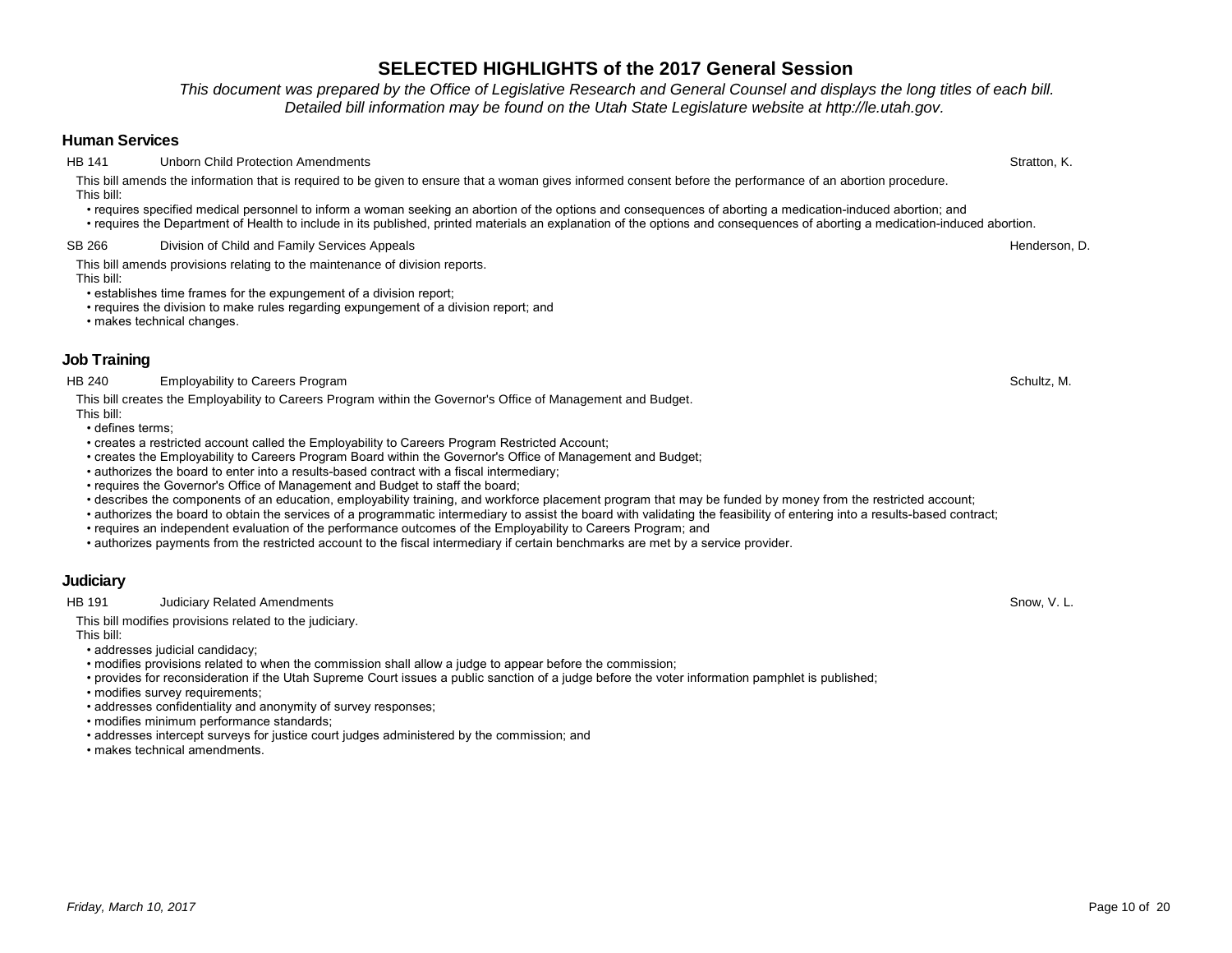# SELECTED HIGHLIGHTS of the 2017 General Session

*This document was prepared by the Office of Legislative Research and General Counsel and displays the long titles of each bill. Detailed bill information may be found on the Utah State Legislature website at http://le.utah.gov.*

## Human Services

**HB 141** Unborn Child Protection Amendments — Stratton, K.

This bill amends the information that is required to be given to ensure that a woman gives informed consent before the performance of an abortion procedure.
This bill:

- requires specified medical personnel to inform a woman seeking an abortion of the options and consequences of aborting a medication-induced abortion; and
- requires the Department of Health to include in its published, printed materials an explanation of the options and consequences of aborting a medication-induced abortion.

**SB 266** Division of Child and Family Services Appeals — Henderson, D.

This bill amends provisions relating to the maintenance of division reports.
This bill:

- establishes time frames for the expungement of a division report;
- requires the division to make rules regarding expungement of a division report; and
- makes technical changes.

## Job Training

**HB 240** Employability to Careers Program — Schultz, M.

This bill creates the Employability to Careers Program within the Governor's Office of Management and Budget.
This bill:

- defines terms;
- creates a restricted account called the Employability to Careers Program Restricted Account;
- creates the Employability to Careers Program Board within the Governor's Office of Management and Budget;
- authorizes the board to enter into a results-based contract with a fiscal intermediary;
- requires the Governor's Office of Management and Budget to staff the board;
- describes the components of an education, employability training, and workforce placement program that may be funded by money from the restricted account;
- authorizes the board to obtain the services of a programmatic intermediary to assist the board with validating the feasibility of entering into a results-based contract;
- requires an independent evaluation of the performance outcomes of the Employability to Careers Program; and
- authorizes payments from the restricted account to the fiscal intermediary if certain benchmarks are met by a service provider.

## Judiciary

**HB 191** Judiciary Related Amendments — Snow, V. L.

This bill modifies provisions related to the judiciary.
This bill:

- addresses judicial candidacy;
- modifies provisions related to when the commission shall allow a judge to appear before the commission;
- provides for reconsideration if the Utah Supreme Court issues a public sanction of a judge before the voter information pamphlet is published;
- modifies survey requirements;
- addresses confidentiality and anonymity of survey responses;
- modifies minimum performance standards;
- addresses intercept surveys for justice court judges administered by the commission; and
- makes technical amendments.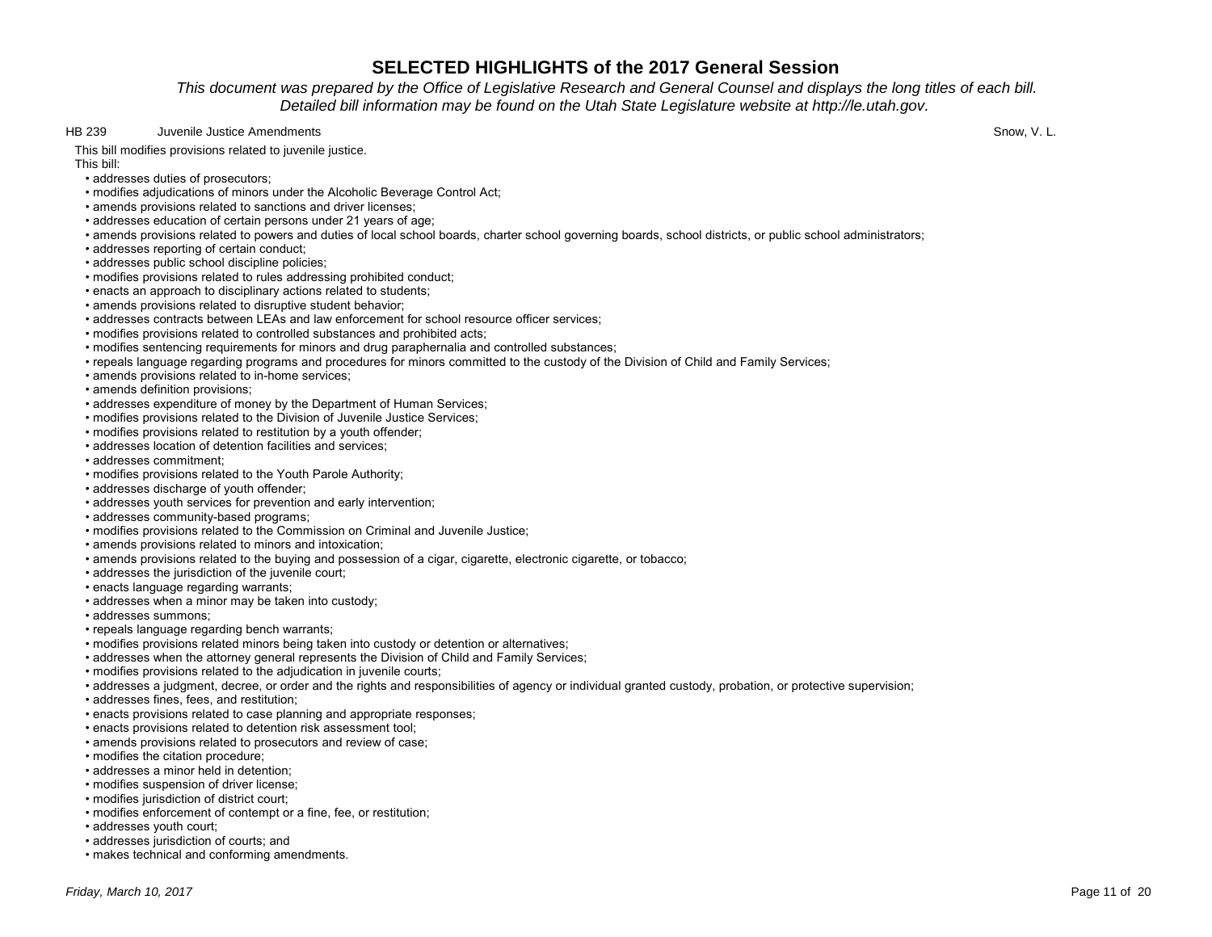# SELECTED HIGHLIGHTS of the 2017 General Session

*This document was prepared by the Office of Legislative Research and General Counsel and displays the long titles of each bill. Detailed bill information may be found on the Utah State Legislature website at http://le.utah.gov.*

HB 239 Juvenile Justice Amendments Snow, V. L.

This bill modifies provisions related to juvenile justice.

This bill:

- addresses duties of prosecutors;
- modifies adjudications of minors under the Alcoholic Beverage Control Act;
- amends provisions related to sanctions and driver licenses;
- addresses education of certain persons under 21 years of age;
- amends provisions related to powers and duties of local school boards, charter school governing boards, school districts, or public school administrators;
- addresses reporting of certain conduct;
- addresses public school discipline policies;
- modifies provisions related to rules addressing prohibited conduct;
- enacts an approach to disciplinary actions related to students;
- amends provisions related to disruptive student behavior;
- addresses contracts between LEAs and law enforcement for school resource officer services;
- modifies provisions related to controlled substances and prohibited acts;
- modifies sentencing requirements for minors and drug paraphernalia and controlled substances;
- repeals language regarding programs and procedures for minors committed to the custody of the Division of Child and Family Services;
- amends provisions related to in-home services;
- amends definition provisions;
- addresses expenditure of money by the Department of Human Services;
- modifies provisions related to the Division of Juvenile Justice Services;
- modifies provisions related to restitution by a youth offender;
- addresses location of detention facilities and services;
- addresses commitment;
- modifies provisions related to the Youth Parole Authority;
- addresses discharge of youth offender;
- addresses youth services for prevention and early intervention;
- addresses community-based programs;
- modifies provisions related to the Commission on Criminal and Juvenile Justice;
- amends provisions related to minors and intoxication;
- amends provisions related to the buying and possession of a cigar, cigarette, electronic cigarette, or tobacco;
- addresses the jurisdiction of the juvenile court;
- enacts language regarding warrants;
- addresses when a minor may be taken into custody;
- addresses summons;
- repeals language regarding bench warrants;
- modifies provisions related minors being taken into custody or detention or alternatives;
- addresses when the attorney general represents the Division of Child and Family Services;
- modifies provisions related to the adjudication in juvenile courts;
- addresses a judgment, decree, or order and the rights and responsibilities of agency or individual granted custody, probation, or protective supervision;
- addresses fines, fees, and restitution;
- enacts provisions related to case planning and appropriate responses;
- enacts provisions related to detention risk assessment tool;
- amends provisions related to prosecutors and review of case;
- modifies the citation procedure;
- addresses a minor held in detention;
- modifies suspension of driver license;
- modifies jurisdiction of district court;
- modifies enforcement of contempt or a fine, fee, or restitution;
- addresses youth court;
- addresses jurisdiction of courts; and
- makes technical and conforming amendments.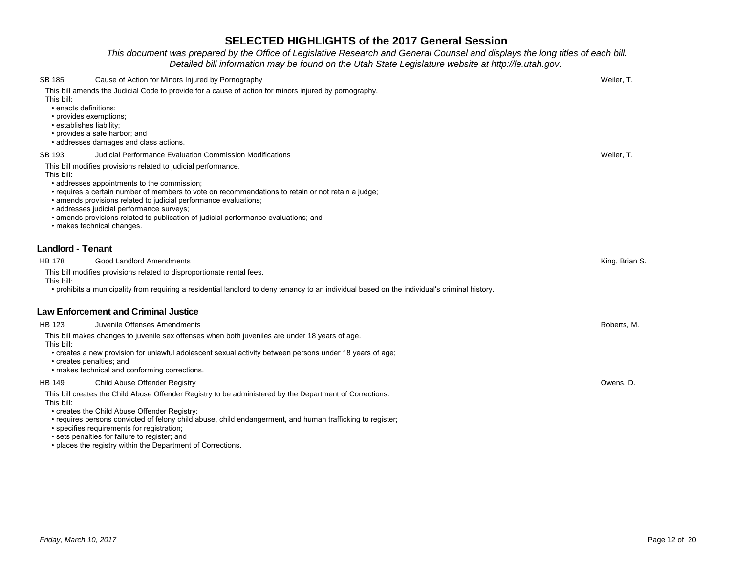# SELECTED HIGHLIGHTS of the 2017 General Session

*This document was prepared by the Office of Legislative Research and General Counsel and displays the long titles of each bill. Detailed bill information may be found on the Utah State Legislature website at http://le.utah.gov.*

**SB 185** Cause of Action for Minors Injured by Pornography — Weiler, T.

This bill amends the Judicial Code to provide for a cause of action for minors injured by pornography.

This bill:

- enacts definitions;
- provides exemptions;
- establishes liability;
- provides a safe harbor; and
- addresses damages and class actions.

**SB 193** Judicial Performance Evaluation Commission Modifications — Weiler, T.

This bill modifies provisions related to judicial performance.

This bill:

- addresses appointments to the commission;
- requires a certain number of members to vote on recommendations to retain or not retain a judge;
- amends provisions related to judicial performance evaluations;
- addresses judicial performance surveys;
- amends provisions related to publication of judicial performance evaluations; and
- makes technical changes.

## Landlord - Tenant

**HB 178** Good Landlord Amendments — King, Brian S.

This bill modifies provisions related to disproportionate rental fees.

This bill:

- prohibits a municipality from requiring a residential landlord to deny tenancy to an individual based on the individual's criminal history.

## Law Enforcement and Criminal Justice

**HB 123** Juvenile Offenses Amendments — Roberts, M.

This bill makes changes to juvenile sex offenses when both juveniles are under 18 years of age.

This bill:

- creates a new provision for unlawful adolescent sexual activity between persons under 18 years of age;
- creates penalties; and
- makes technical and conforming corrections.

**HB 149** Child Abuse Offender Registry — Owens, D.

This bill creates the Child Abuse Offender Registry to be administered by the Department of Corrections.

This bill:

- creates the Child Abuse Offender Registry;
- requires persons convicted of felony child abuse, child endangerment, and human trafficking to register;
- specifies requirements for registration;
- sets penalties for failure to register; and
- places the registry within the Department of Corrections.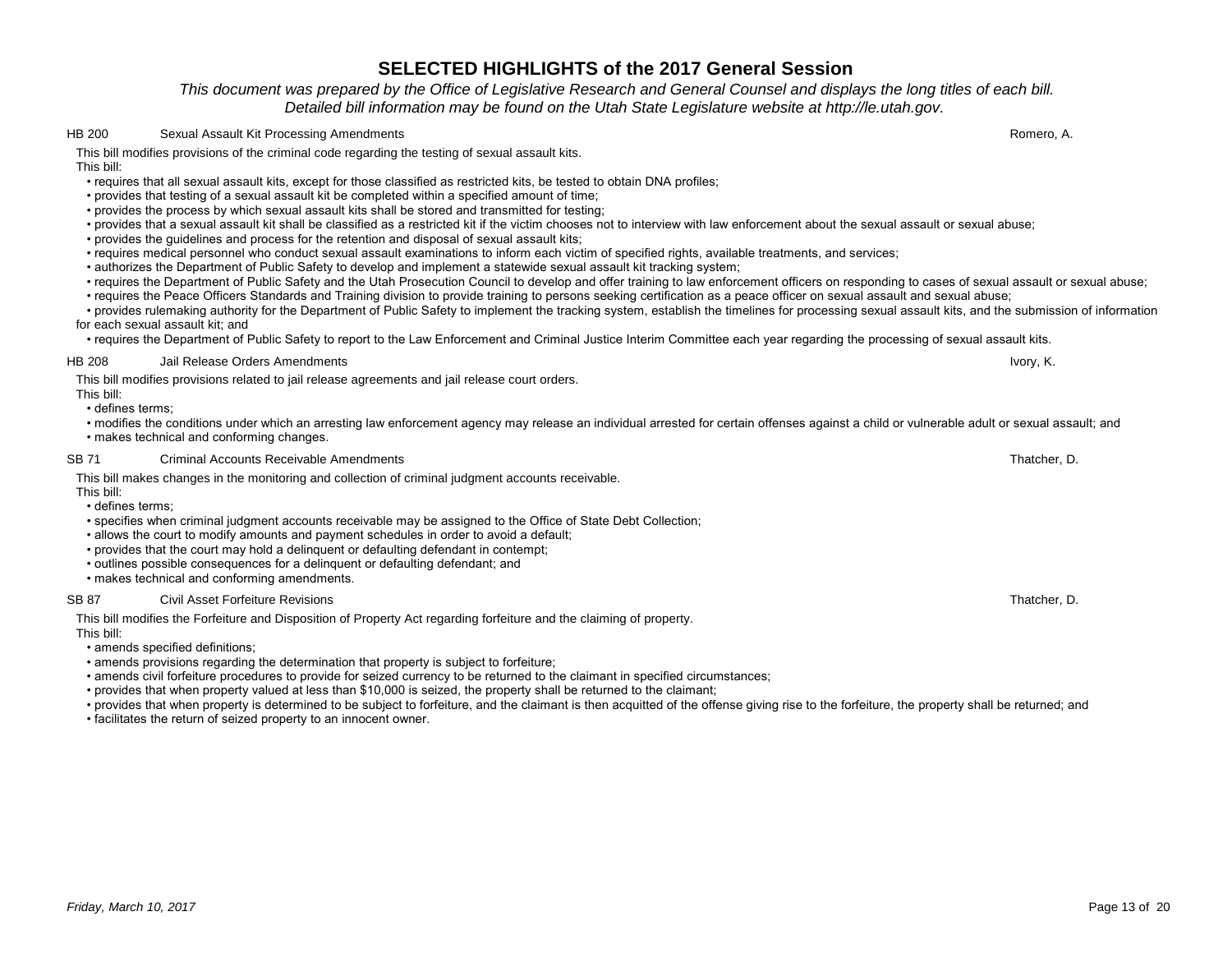# SELECTED HIGHLIGHTS of the 2017 General Session

*This document was prepared by the Office of Legislative Research and General Counsel and displays the long titles of each bill. Detailed bill information may be found on the Utah State Legislature website at http://le.utah.gov.*

**HB 200 — Sexual Assault Kit Processing Amendments — Romero, A.**

This bill modifies provisions of the criminal code regarding the testing of sexual assault kits.

This bill:

- requires that all sexual assault kits, except for those classified as restricted kits, be tested to obtain DNA profiles;
- provides that testing of a sexual assault kit be completed within a specified amount of time;
- provides the process by which sexual assault kits shall be stored and transmitted for testing;
- provides that a sexual assault kit shall be classified as a restricted kit if the victim chooses not to interview with law enforcement about the sexual assault or sexual abuse;
- provides the guidelines and process for the retention and disposal of sexual assault kits;
- requires medical personnel who conduct sexual assault examinations to inform each victim of specified rights, available treatments, and services;
- authorizes the Department of Public Safety to develop and implement a statewide sexual assault kit tracking system;
- requires the Department of Public Safety and the Utah Prosecution Council to develop and offer training to law enforcement officers on responding to cases of sexual assault or sexual abuse;
- requires the Peace Officers Standards and Training division to provide training to persons seeking certification as a peace officer on sexual assault and sexual abuse;
- provides rulemaking authority for the Department of Public Safety to implement the tracking system, establish the timelines for processing sexual assault kits, and the submission of information for each sexual assault kit; and
- requires the Department of Public Safety to report to the Law Enforcement and Criminal Justice Interim Committee each year regarding the processing of sexual assault kits.

**HB 208 — Jail Release Orders Amendments — Ivory, K.**

This bill modifies provisions related to jail release agreements and jail release court orders.

This bill:

- defines terms;
- modifies the conditions under which an arresting law enforcement agency may release an individual arrested for certain offenses against a child or vulnerable adult or sexual assault; and
- makes technical and conforming changes.

**SB 71 — Criminal Accounts Receivable Amendments — Thatcher, D.**

This bill makes changes in the monitoring and collection of criminal judgment accounts receivable.

This bill:

- defines terms;
- specifies when criminal judgment accounts receivable may be assigned to the Office of State Debt Collection;
- allows the court to modify amounts and payment schedules in order to avoid a default;
- provides that the court may hold a delinquent or defaulting defendant in contempt;
- outlines possible consequences for a delinquent or defaulting defendant; and
- makes technical and conforming amendments.

**SB 87 — Civil Asset Forfeiture Revisions — Thatcher, D.**

This bill modifies the Forfeiture and Disposition of Property Act regarding forfeiture and the claiming of property.

This bill:

- amends specified definitions;
- amends provisions regarding the determination that property is subject to forfeiture;
- amends civil forfeiture procedures to provide for seized currency to be returned to the claimant in specified circumstances;
- provides that when property valued at less than $10,000 is seized, the property shall be returned to the claimant;
- provides that when property is determined to be subject to forfeiture, and the claimant is then acquitted of the offense giving rise to the forfeiture, the property shall be returned; and
- facilitates the return of seized property to an innocent owner.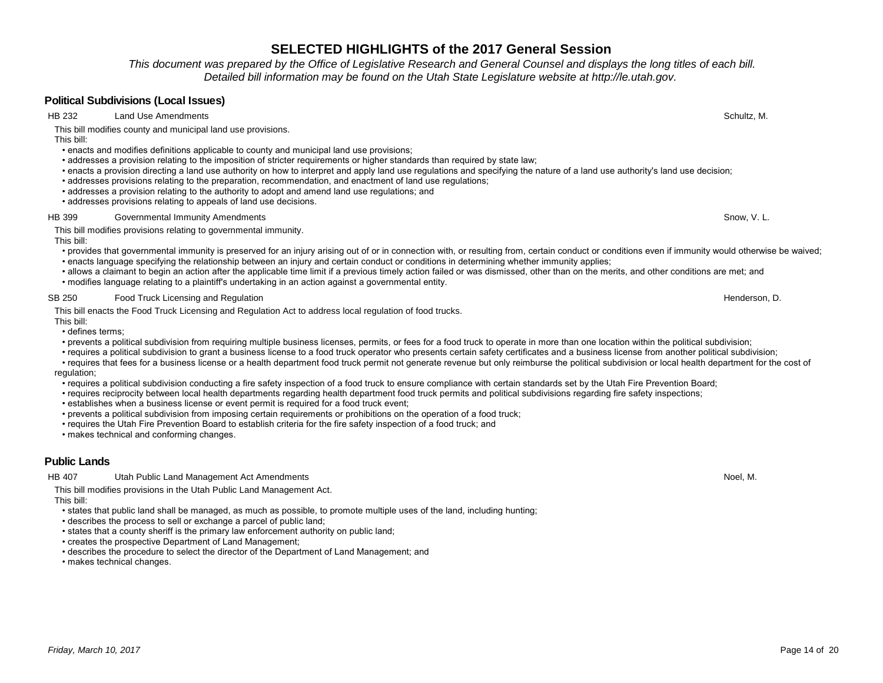# SELECTED HIGHLIGHTS of the 2017 General Session

*This document was prepared by the Office of Legislative Research and General Counsel and displays the long titles of each bill. Detailed bill information may be found on the Utah State Legislature website at http://le.utah.gov.*

## Political Subdivisions (Local Issues)

**HB 232 — Land Use Amendments — Schultz, M.**

This bill modifies county and municipal land use provisions.

This bill:

- enacts and modifies definitions applicable to county and municipal land use provisions;
- addresses a provision relating to the imposition of stricter requirements or higher standards than required by state law;
- enacts a provision directing a land use authority on how to interpret and apply land use regulations and specifying the nature of a land use authority's land use decision;
- addresses provisions relating to the preparation, recommendation, and enactment of land use regulations;
- addresses a provision relating to the authority to adopt and amend land use regulations; and
- addresses provisions relating to appeals of land use decisions.

**HB 399 — Governmental Immunity Amendments — Snow, V. L.**

This bill modifies provisions relating to governmental immunity.

This bill:

- provides that governmental immunity is preserved for an injury arising out of or in connection with, or resulting from, certain conduct or conditions even if immunity would otherwise be waived;
- enacts language specifying the relationship between an injury and certain conduct or conditions in determining whether immunity applies;
- allows a claimant to begin an action after the applicable time limit if a previous timely action failed or was dismissed, other than on the merits, and other conditions are met; and
- modifies language relating to a plaintiff's undertaking in an action against a governmental entity.

**SB 250 — Food Truck Licensing and Regulation — Henderson, D.**

This bill enacts the Food Truck Licensing and Regulation Act to address local regulation of food trucks.

This bill:

- defines terms;
- prevents a political subdivision from requiring multiple business licenses, permits, or fees for a food truck to operate in more than one location within the political subdivision;
- requires a political subdivision to grant a business license to a food truck operator who presents certain safety certificates and a business license from another political subdivision;
- requires that fees for a business license or a health department food truck permit not generate revenue but only reimburse the political subdivision or local health department for the cost of regulation;
- requires a political subdivision conducting a fire safety inspection of a food truck to ensure compliance with certain standards set by the Utah Fire Prevention Board;
- requires reciprocity between local health departments regarding health department food truck permits and political subdivisions regarding fire safety inspections;
- establishes when a business license or event permit is required for a food truck event;
- prevents a political subdivision from imposing certain requirements or prohibitions on the operation of a food truck;
- requires the Utah Fire Prevention Board to establish criteria for the fire safety inspection of a food truck; and
- makes technical and conforming changes.

## Public Lands

**HB 407 — Utah Public Land Management Act Amendments — Noel, M.**

This bill modifies provisions in the Utah Public Land Management Act.

This bill:

- states that public land shall be managed, as much as possible, to promote multiple uses of the land, including hunting;
- describes the process to sell or exchange a parcel of public land;
- states that a county sheriff is the primary law enforcement authority on public land;
- creates the prospective Department of Land Management;
- describes the procedure to select the director of the Department of Land Management; and
- makes technical changes.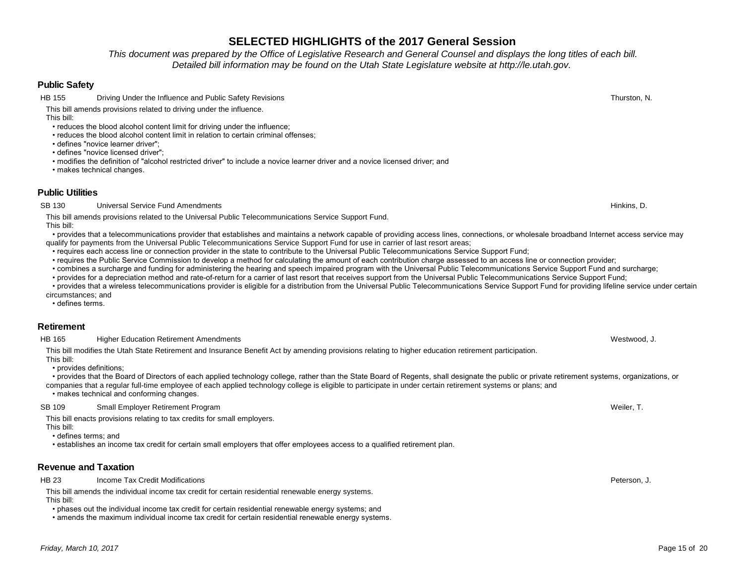# SELECTED HIGHLIGHTS of the 2017 General Session

*This document was prepared by the Office of Legislative Research and General Counsel and displays the long titles of each bill. Detailed bill information may be found on the Utah State Legislature website at http://le.utah.gov.*

## Public Safety

**HB 155** Driving Under the Influence and Public Safety Revisions — Thurston, N.

This bill amends provisions related to driving under the influence.

This bill:

- reduces the blood alcohol content limit for driving under the influence;
- reduces the blood alcohol content limit in relation to certain criminal offenses;
- defines "novice learner driver";
- defines "novice licensed driver";
- modifies the definition of "alcohol restricted driver" to include a novice learner driver and a novice licensed driver; and
- makes technical changes.

## Public Utilities

**SB 130** Universal Service Fund Amendments — Hinkins, D.

This bill amends provisions related to the Universal Public Telecommunications Service Support Fund.

This bill:

- provides that a telecommunications provider that establishes and maintains a network capable of providing access lines, connections, or wholesale broadband Internet access service may qualify for payments from the Universal Public Telecommunications Service Support Fund for use in carrier of last resort areas;
- requires each access line or connection provider in the state to contribute to the Universal Public Telecommunications Service Support Fund;
- requires the Public Service Commission to develop a method for calculating the amount of each contribution charge assessed to an access line or connection provider;
- combines a surcharge and funding for administering the hearing and speech impaired program with the Universal Public Telecommunications Service Support Fund and surcharge;
- provides for a depreciation method and rate-of-return for a carrier of last resort that receives support from the Universal Public Telecommunications Service Support Fund;
- provides that a wireless telecommunications provider is eligible for a distribution from the Universal Public Telecommunications Service Support Fund for providing lifeline service under certain circumstances; and
- defines terms.

## Retirement

**HB 165** Higher Education Retirement Amendments — Westwood, J.

This bill modifies the Utah State Retirement and Insurance Benefit Act by amending provisions relating to higher education retirement participation.

This bill:

- provides definitions;
- provides that the Board of Directors of each applied technology college, rather than the State Board of Regents, shall designate the public or private retirement systems, organizations, or companies that a regular full-time employee of each applied technology college is eligible to participate in under certain retirement systems or plans; and
- makes technical and conforming changes.

**SB 109** Small Employer Retirement Program — Weiler, T.

This bill enacts provisions relating to tax credits for small employers.

This bill:

- defines terms; and
- establishes an income tax credit for certain small employers that offer employees access to a qualified retirement plan.

## Revenue and Taxation

**HB 23** Income Tax Credit Modifications — Peterson, J.

This bill amends the individual income tax credit for certain residential renewable energy systems.

This bill:

- phases out the individual income tax credit for certain residential renewable energy systems; and
- amends the maximum individual income tax credit for certain residential renewable energy systems.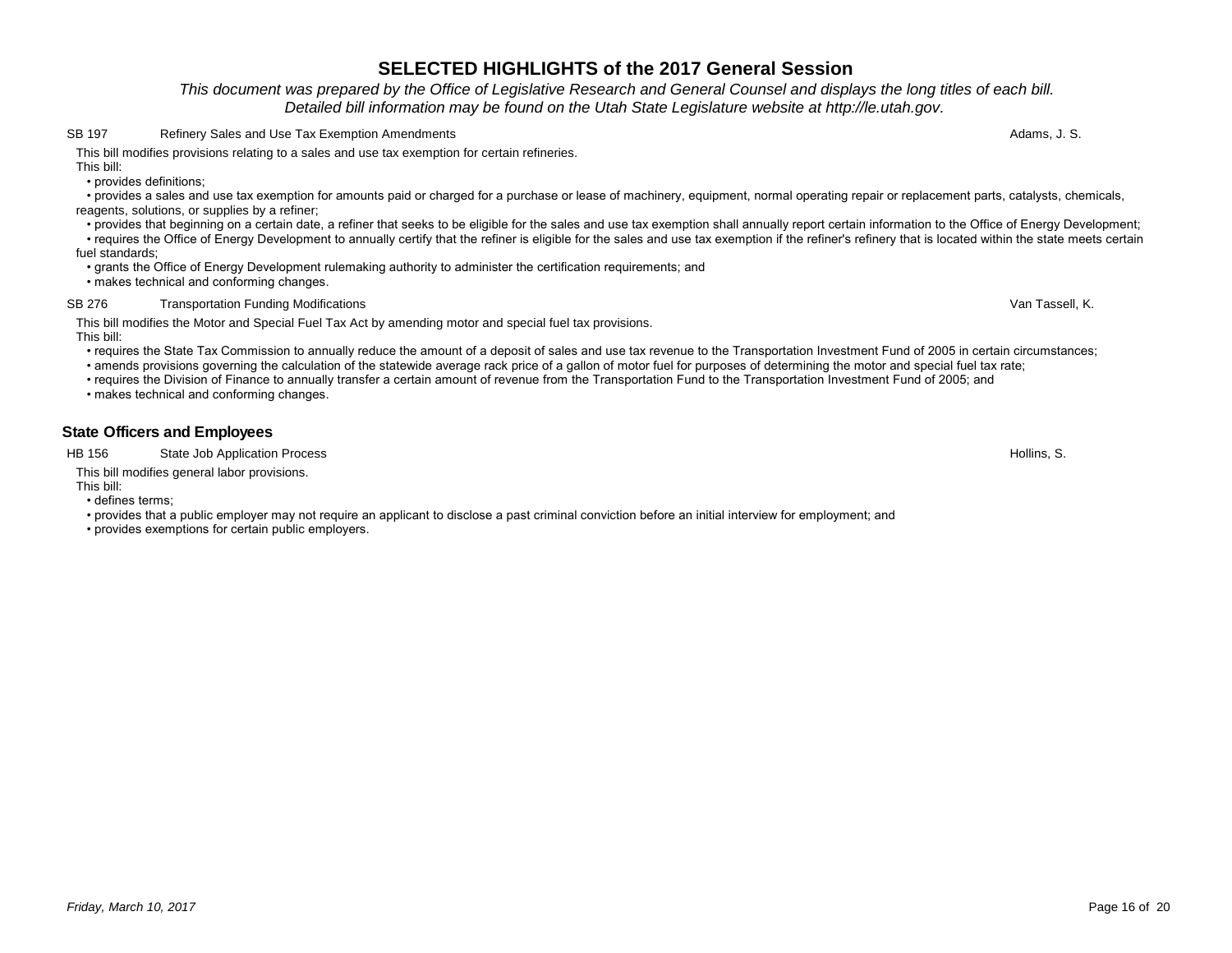## SB 197 — Refinery Sales and Use Tax Exemption Amendments — Adams, J. S.

This bill modifies provisions relating to a sales and use tax exemption for certain refineries.

This bill:

- provides definitions;
- provides a sales and use tax exemption for amounts paid or charged for a purchase or lease of machinery, equipment, normal operating repair or replacement parts, catalysts, chemicals, reagents, solutions, or supplies by a refiner;
- provides that beginning on a certain date, a refiner that seeks to be eligible for the sales and use tax exemption shall annually report certain information to the Office of Energy Development;
- requires the Office of Energy Development to annually certify that the refiner is eligible for the sales and use tax exemption if the refiner's refinery that is located within the state meets certain fuel standards;
- grants the Office of Energy Development rulemaking authority to administer the certification requirements; and
- makes technical and conforming changes.

## SB 276 — Transportation Funding Modifications — Van Tassell, K.

This bill modifies the Motor and Special Fuel Tax Act by amending motor and special fuel tax provisions.

This bill:

- requires the State Tax Commission to annually reduce the amount of a deposit of sales and use tax revenue to the Transportation Investment Fund of 2005 in certain circumstances;
- amends provisions governing the calculation of the statewide average rack price of a gallon of motor fuel for purposes of determining the motor and special fuel tax rate;
- requires the Division of Finance to annually transfer a certain amount of revenue from the Transportation Fund to the Transportation Investment Fund of 2005; and
- makes technical and conforming changes.

# State Officers and Employees

## HB 156 — State Job Application Process — Hollins, S.

This bill modifies general labor provisions.

This bill:

- defines terms;
- provides that a public employer may not require an applicant to disclose a past criminal conviction before an initial interview for employment; and
- provides exemptions for certain public employers.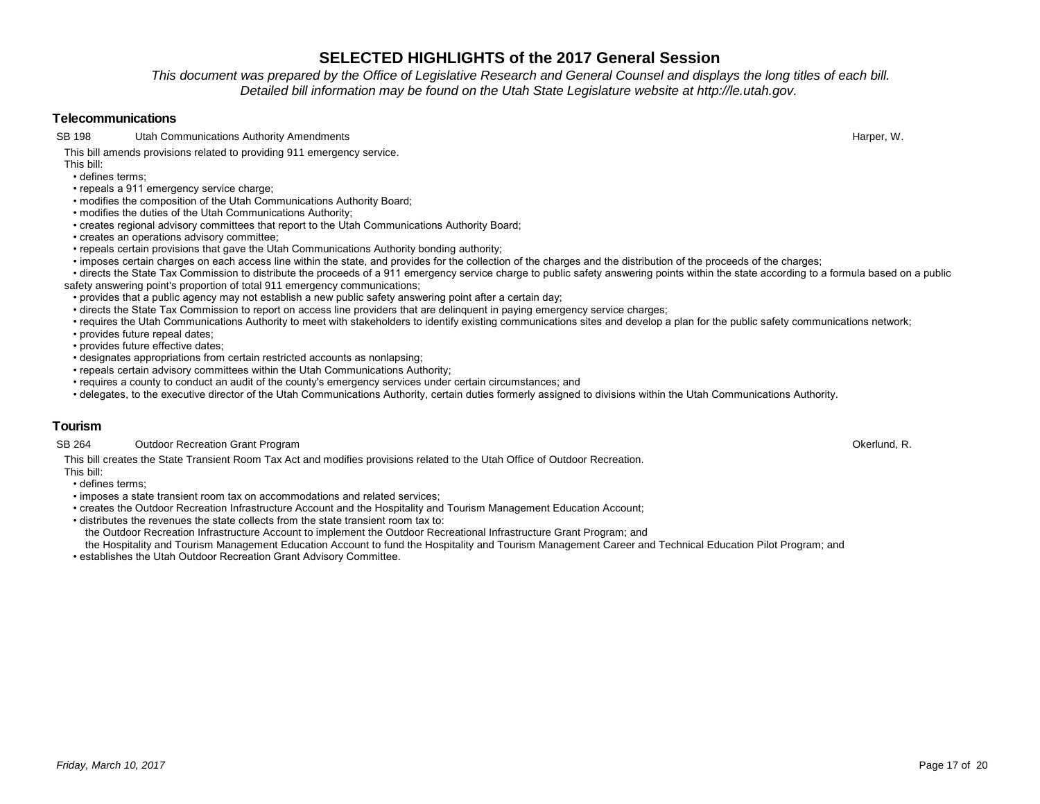# SELECTED HIGHLIGHTS of the 2017 General Session

*This document was prepared by the Office of Legislative Research and General Counsel and displays the long titles of each bill. Detailed bill information may be found on the Utah State Legislature website at http://le.utah.gov.*

## Telecommunications

**SB 198 — Utah Communications Authority Amendments — Harper, W.**

This bill amends provisions related to providing 911 emergency service.

This bill:

- defines terms;
- repeals a 911 emergency service charge;
- modifies the composition of the Utah Communications Authority Board;
- modifies the duties of the Utah Communications Authority;
- creates regional advisory committees that report to the Utah Communications Authority Board;
- creates an operations advisory committee;
- repeals certain provisions that gave the Utah Communications Authority bonding authority;
- imposes certain charges on each access line within the state, and provides for the collection of the charges and the distribution of the proceeds of the charges;
- directs the State Tax Commission to distribute the proceeds of a 911 emergency service charge to public safety answering points within the state according to a formula based on a public safety answering point's proportion of total 911 emergency communications;
- provides that a public agency may not establish a new public safety answering point after a certain day;
- directs the State Tax Commission to report on access line providers that are delinquent in paying emergency service charges;
- requires the Utah Communications Authority to meet with stakeholders to identify existing communications sites and develop a plan for the public safety communications network;
- provides future repeal dates;
- provides future effective dates;
- designates appropriations from certain restricted accounts as nonlapsing;
- repeals certain advisory committees within the Utah Communications Authority;
- requires a county to conduct an audit of the county's emergency services under certain circumstances; and
- delegates, to the executive director of the Utah Communications Authority, certain duties formerly assigned to divisions within the Utah Communications Authority.

## Tourism

**SB 264 — Outdoor Recreation Grant Program — Okerlund, R.**

This bill creates the State Transient Room Tax Act and modifies provisions related to the Utah Office of Outdoor Recreation.

This bill:

- defines terms;
- imposes a state transient room tax on accommodations and related services;
- creates the Outdoor Recreation Infrastructure Account and the Hospitality and Tourism Management Education Account;
- distributes the revenues the state collects from the state transient room tax to:
  - the Outdoor Recreation Infrastructure Account to implement the Outdoor Recreational Infrastructure Grant Program; and
  - the Hospitality and Tourism Management Education Account to fund the Hospitality and Tourism Management Career and Technical Education Pilot Program; and
- establishes the Utah Outdoor Recreation Grant Advisory Committee.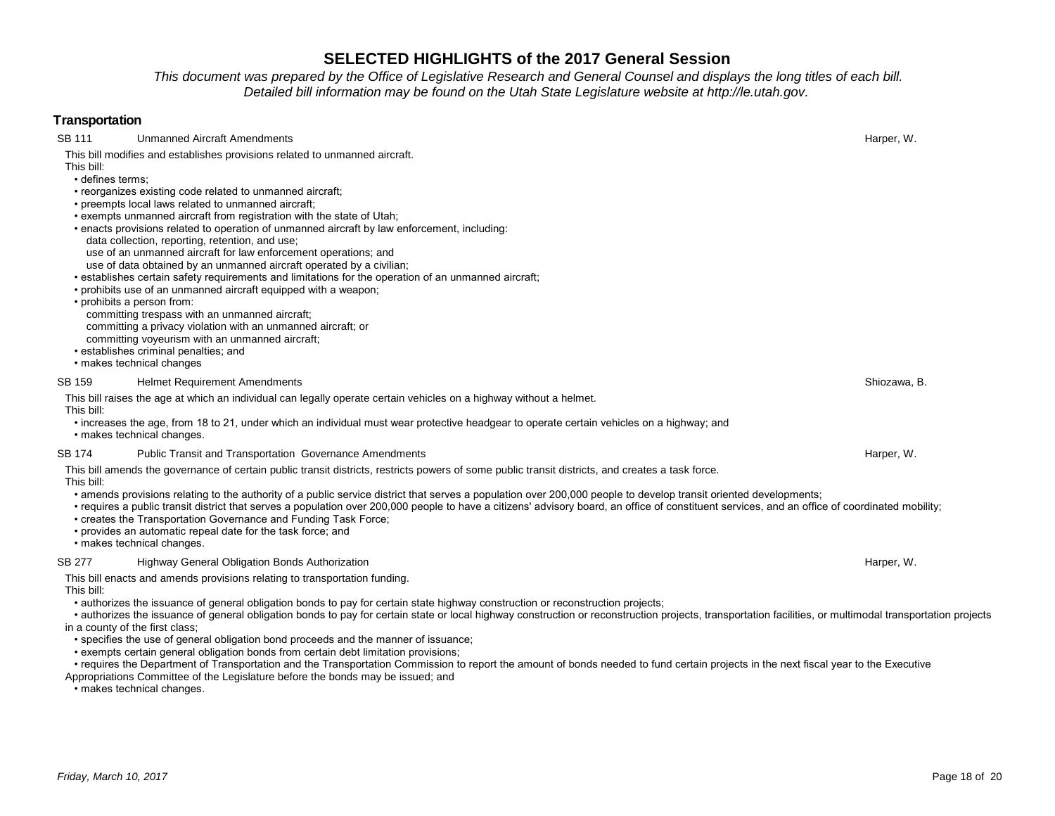# SELECTED HIGHLIGHTS of the 2017 General Session

*This document was prepared by the Office of Legislative Research and General Counsel and displays the long titles of each bill. Detailed bill information may be found on the Utah State Legislature website at http://le.utah.gov.*

## Transportation

### SB 111 — Unmanned Aircraft Amendments — Harper, W.

This bill modifies and establishes provisions related to unmanned aircraft.

This bill:

- defines terms;
- reorganizes existing code related to unmanned aircraft;
- preempts local laws related to unmanned aircraft;
- exempts unmanned aircraft from registration with the state of Utah;
- enacts provisions related to operation of unmanned aircraft by law enforcement, including:
  - data collection, reporting, retention, and use;
  - use of an unmanned aircraft for law enforcement operations; and
  - use of data obtained by an unmanned aircraft operated by a civilian;
- establishes certain safety requirements and limitations for the operation of an unmanned aircraft;
- prohibits use of an unmanned aircraft equipped with a weapon;
- prohibits a person from:
  - committing trespass with an unmanned aircraft;
  - committing a privacy violation with an unmanned aircraft; or
  - committing voyeurism with an unmanned aircraft;
- establishes criminal penalties; and
- makes technical changes

### SB 159 — Helmet Requirement Amendments — Shiozawa, B.

This bill raises the age at which an individual can legally operate certain vehicles on a highway without a helmet.

This bill:

- increases the age, from 18 to 21, under which an individual must wear protective headgear to operate certain vehicles on a highway; and
- makes technical changes.

### SB 174 — Public Transit and Transportation Governance Amendments — Harper, W.

This bill amends the governance of certain public transit districts, restricts powers of some public transit districts, and creates a task force.

This bill:

- amends provisions relating to the authority of a public service district that serves a population over 200,000 people to develop transit oriented developments;
- requires a public transit district that serves a population over 200,000 people to have a citizens' advisory board, an office of constituent services, and an office of coordinated mobility;
- creates the Transportation Governance and Funding Task Force;
- provides an automatic repeal date for the task force; and
- makes technical changes.

### SB 277 — Highway General Obligation Bonds Authorization — Harper, W.

This bill enacts and amends provisions relating to transportation funding.

This bill:

- authorizes the issuance of general obligation bonds to pay for certain state highway construction or reconstruction projects;
- authorizes the issuance of general obligation bonds to pay for certain state or local highway construction or reconstruction projects, transportation facilities, or multimodal transportation projects in a county of the first class;
- specifies the use of general obligation bond proceeds and the manner of issuance;
- exempts certain general obligation bonds from certain debt limitation provisions;
- requires the Department of Transportation and the Transportation Commission to report the amount of bonds needed to fund certain projects in the next fiscal year to the Executive Appropriations Committee of the Legislature before the bonds may be issued; and
- makes technical changes.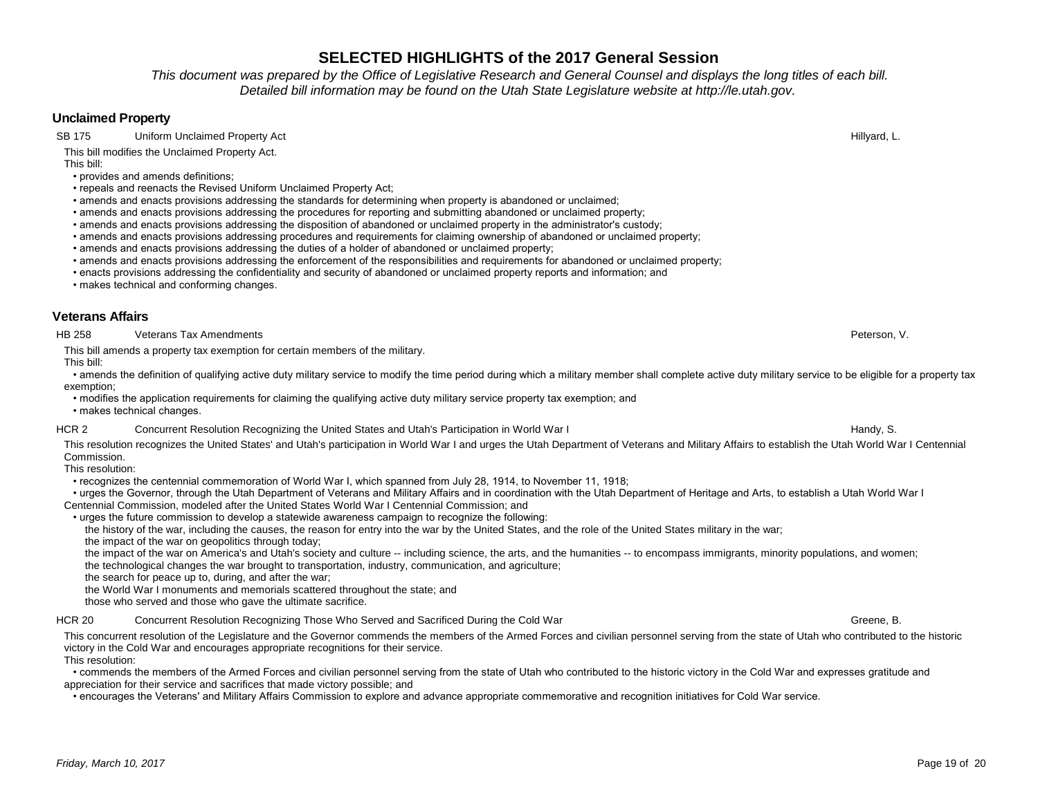# SELECTED HIGHLIGHTS of the 2017 General Session

*This document was prepared by the Office of Legislative Research and General Counsel and displays the long titles of each bill. Detailed bill information may be found on the Utah State Legislature website at http://le.utah.gov.*

## Unclaimed Property

**SB 175** Uniform Unclaimed Property Act — Hillyard, L.

This bill modifies the Unclaimed Property Act.

This bill:

- provides and amends definitions;
- repeals and reenacts the Revised Uniform Unclaimed Property Act;
- amends and enacts provisions addressing the standards for determining when property is abandoned or unclaimed;
- amends and enacts provisions addressing the procedures for reporting and submitting abandoned or unclaimed property;
- amends and enacts provisions addressing the disposition of abandoned or unclaimed property in the administrator's custody;
- amends and enacts provisions addressing procedures and requirements for claiming ownership of abandoned or unclaimed property;
- amends and enacts provisions addressing the duties of a holder of abandoned or unclaimed property;
- amends and enacts provisions addressing the enforcement of the responsibilities and requirements for abandoned or unclaimed property;
- enacts provisions addressing the confidentiality and security of abandoned or unclaimed property reports and information; and
- makes technical and conforming changes.

## Veterans Affairs

**HB 258** Veterans Tax Amendments — Peterson, V.

This bill amends a property tax exemption for certain members of the military.

This bill:

- amends the definition of qualifying active duty military service to modify the time period during which a military member shall complete active duty military service to be eligible for a property tax exemption;
- modifies the application requirements for claiming the qualifying active duty military service property tax exemption; and
- makes technical changes.

**HCR 2** Concurrent Resolution Recognizing the United States and Utah's Participation in World War I — Handy, S.

This resolution recognizes the United States' and Utah's participation in World War I and urges the Utah Department of Veterans and Military Affairs to establish the Utah World War I Centennial Commission.

This resolution:

- recognizes the centennial commemoration of World War I, which spanned from July 28, 1914, to November 11, 1918;
- urges the Governor, through the Utah Department of Veterans and Military Affairs and in coordination with the Utah Department of Heritage and Arts, to establish a Utah World War I Centennial Commission, modeled after the United States World War I Centennial Commission; and
- urges the future commission to develop a statewide awareness campaign to recognize the following:
  - the history of the war, including the causes, the reason for entry into the war by the United States, and the role of the United States military in the war;
  - the impact of the war on geopolitics through today;
  - the impact of the war on America's and Utah's society and culture -- including science, the arts, and the humanities -- to encompass immigrants, minority populations, and women;
  - the technological changes the war brought to transportation, industry, communication, and agriculture;
  - the search for peace up to, during, and after the war;
  - the World War I monuments and memorials scattered throughout the state; and
  - those who served and those who gave the ultimate sacrifice.

**HCR 20** Concurrent Resolution Recognizing Those Who Served and Sacrificed During the Cold War — Greene, B.

This concurrent resolution of the Legislature and the Governor commends the members of the Armed Forces and civilian personnel serving from the state of Utah who contributed to the historic victory in the Cold War and encourages appropriate recognitions for their service.

This resolution:

- commends the members of the Armed Forces and civilian personnel serving from the state of Utah who contributed to the historic victory in the Cold War and expresses gratitude and appreciation for their service and sacrifices that made victory possible; and
- encourages the Veterans' and Military Affairs Commission to explore and advance appropriate commemorative and recognition initiatives for Cold War service.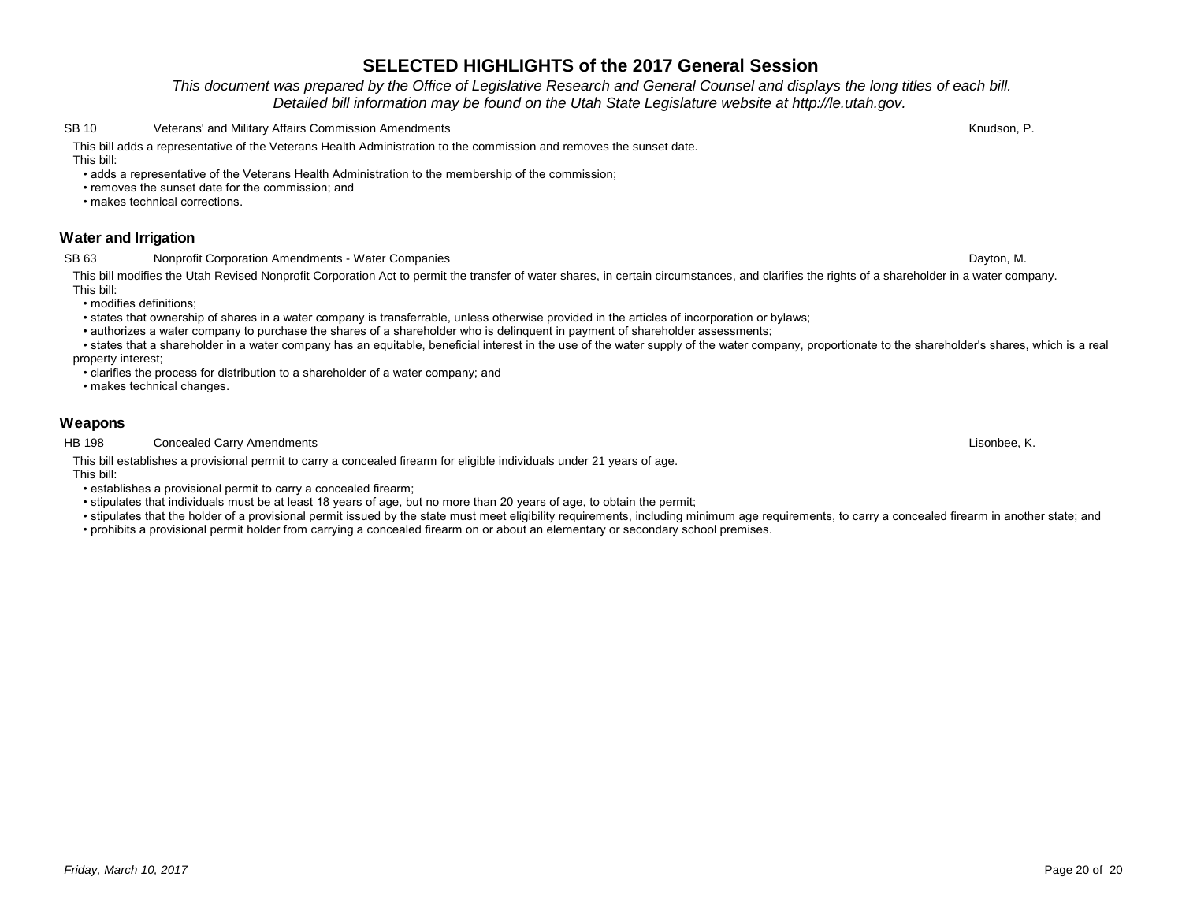SB 10 Veterans' and Military Affairs Commission Amendments — Knudson, P.

This bill adds a representative of the Veterans Health Administration to the commission and removes the sunset date.

This bill:

- adds a representative of the Veterans Health Administration to the membership of the commission;
- removes the sunset date for the commission; and
- makes technical corrections.

## Water and Irrigation

SB 63 Nonprofit Corporation Amendments - Water Companies — Dayton, M.

This bill modifies the Utah Revised Nonprofit Corporation Act to permit the transfer of water shares, in certain circumstances, and clarifies the rights of a shareholder in a water company.

This bill:

- modifies definitions;
- states that ownership of shares in a water company is transferrable, unless otherwise provided in the articles of incorporation or bylaws;
- authorizes a water company to purchase the shares of a shareholder who is delinquent in payment of shareholder assessments;
- states that a shareholder in a water company has an equitable, beneficial interest in the use of the water supply of the water company, proportionate to the shareholder's shares, which is a real property interest;
- clarifies the process for distribution to a shareholder of a water company; and
- makes technical changes.

## Weapons

HB 198 Concealed Carry Amendments — Lisonbee, K.

This bill establishes a provisional permit to carry a concealed firearm for eligible individuals under 21 years of age.

This bill:

- establishes a provisional permit to carry a concealed firearm;
- stipulates that individuals must be at least 18 years of age, but no more than 20 years of age, to obtain the permit;
- stipulates that the holder of a provisional permit issued by the state must meet eligibility requirements, including minimum age requirements, to carry a concealed firearm in another state; and
- prohibits a provisional permit holder from carrying a concealed firearm on or about an elementary or secondary school premises.